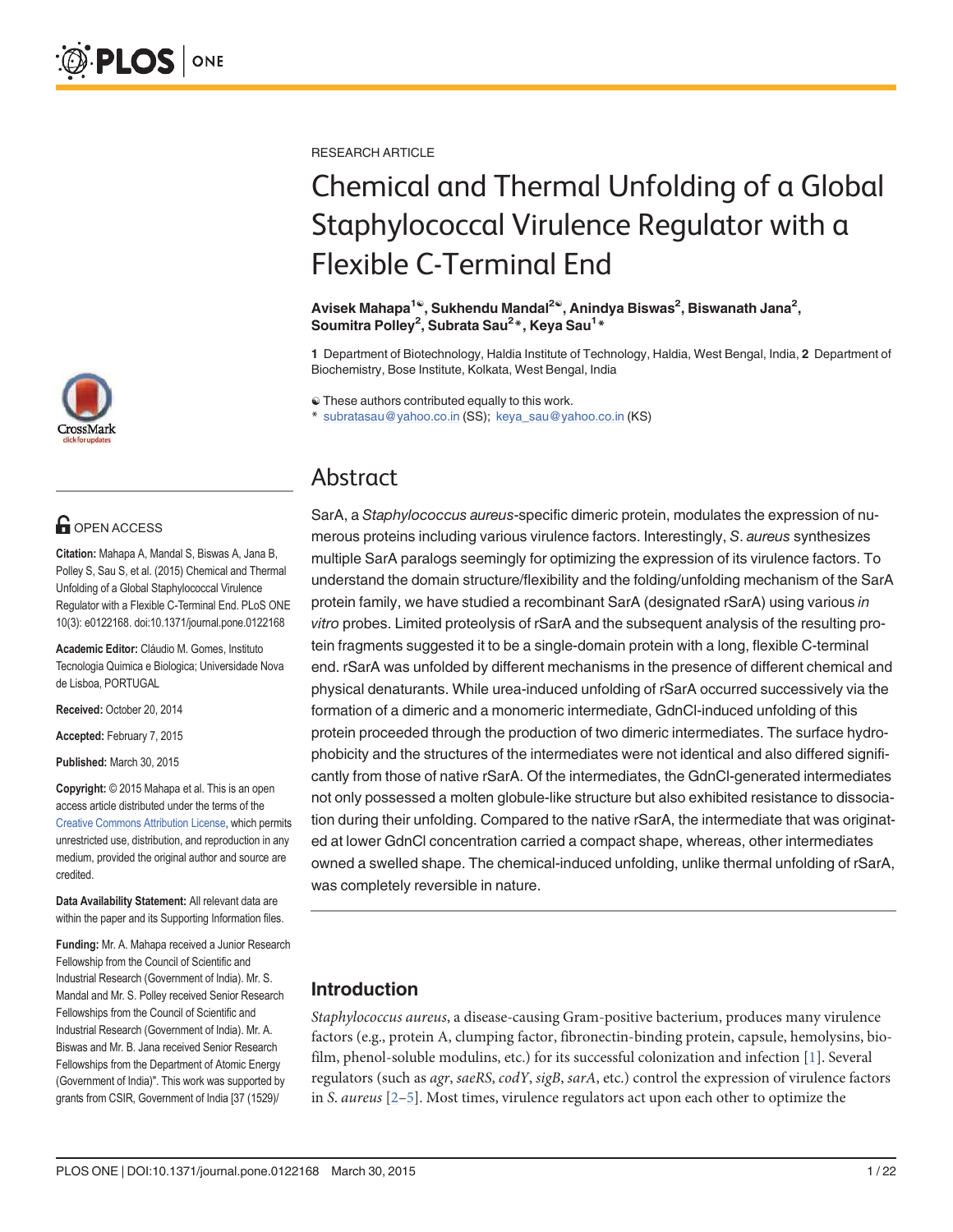RESEARCH ARTICLE

# Chemical and Thermal Unfolding of a Global Staphylococcal Virulence Regulator with a Flexible C-Terminal End

**Avisek Mahapa[1☯], Sukhendu Mandal[2☯], Anindya Biswas[2], Biswanath Jana[2], Soumitra Polley[2], Subrata Sau[2]*, Keya Sau[1]***

**1** Department of Biotechnology, Haldia Institute of Technology, Haldia, West Bengal, India, **2** Department of Biochemistry, Bose Institute, Kolkata, West Bengal, India

☯ These authors contributed equally to this work.

\* subratasau@yahoo.co.in (SS); keya_sau@yahoo.co.in (KS)

OPEN ACCESS

**Citation:** Mahapa A, Mandal S, Biswas A, Jana B, Polley S, Sau S, et al. (2015) Chemical and Thermal Unfolding of a Global Staphylococcal Virulence Regulator with a Flexible C-Terminal End. PLoS ONE 10(3): e0122168. doi:10.1371/journal.pone.0122168

**Academic Editor:** Cláudio M. Gomes, Instituto Tecnologia Quimica e Biologica; Universidade Nova de Lisboa, PORTUGAL

**Received:** October 20, 2014

**Accepted:** February 7, 2015

**Published:** March 30, 2015

**Copyright:** © 2015 Mahapa et al. This is an open access article distributed under the terms of the Creative Commons Attribution License, which permits unrestricted use, distribution, and reproduction in any medium, provided the original author and source are credited.

**Data Availability Statement:** All relevant data are within the paper and its Supporting Information files.

**Funding:** Mr. A. Mahapa received a Junior Research Fellowship from the Council of Scientific and Industrial Research (Government of India). Mr. S. Mandal and Mr. S. Polley received Senior Research Fellowships from the Council of Scientific and Industrial Research (Government of India). Mr. A. Biswas and Mr. B. Jana received Senior Research Fellowships from the Department of Atomic Energy (Government of India)". This work was supported by grants from CSIR, Government of India [37 (1529)/

## Abstract

SarA, a *Staphylococcus aureus*-specific dimeric protein, modulates the expression of numerous proteins including various virulence factors. Interestingly, *S. aureus* synthesizes multiple SarA paralogs seemingly for optimizing the expression of its virulence factors. To understand the domain structure/flexibility and the folding/unfolding mechanism of the SarA protein family, we have studied a recombinant SarA (designated rSarA) using various *in vitro* probes. Limited proteolysis of rSarA and the subsequent analysis of the resulting protein fragments suggested it to be a single-domain protein with a long, flexible C-terminal end. rSarA was unfolded by different mechanisms in the presence of different chemical and physical denaturants. While urea-induced unfolding of rSarA occurred successively via the formation of a dimeric and a monomeric intermediate, GdnCl-induced unfolding of this protein proceeded through the production of two dimeric intermediates. The surface hydrophobicity and the structures of the intermediates were not identical and also differed significantly from those of native rSarA. Of the intermediates, the GdnCl-generated intermediates not only possessed a molten globule-like structure but also exhibited resistance to dissociation during their unfolding. Compared to the native rSarA, the intermediate that was originated at lower GdnCl concentration carried a compact shape, whereas, other intermediates owned a swelled shape. The chemical-induced unfolding, unlike thermal unfolding of rSarA, was completely reversible in nature.

## Introduction

*Staphylococcus aureus*, a disease-causing Gram-positive bacterium, produces many virulence factors (e.g., protein A, clumping factor, fibronectin-binding protein, capsule, hemolysins, biofilm, phenol-soluble modulins, etc.) for its successful colonization and infection [1]. Several regulators (such as *agr*, *saeRS*, *codY*, *sigB*, *sarA*, etc.) control the expression of virulence factors in *S. aureus* [2–5]. Most times, virulence regulators act upon each other to optimize the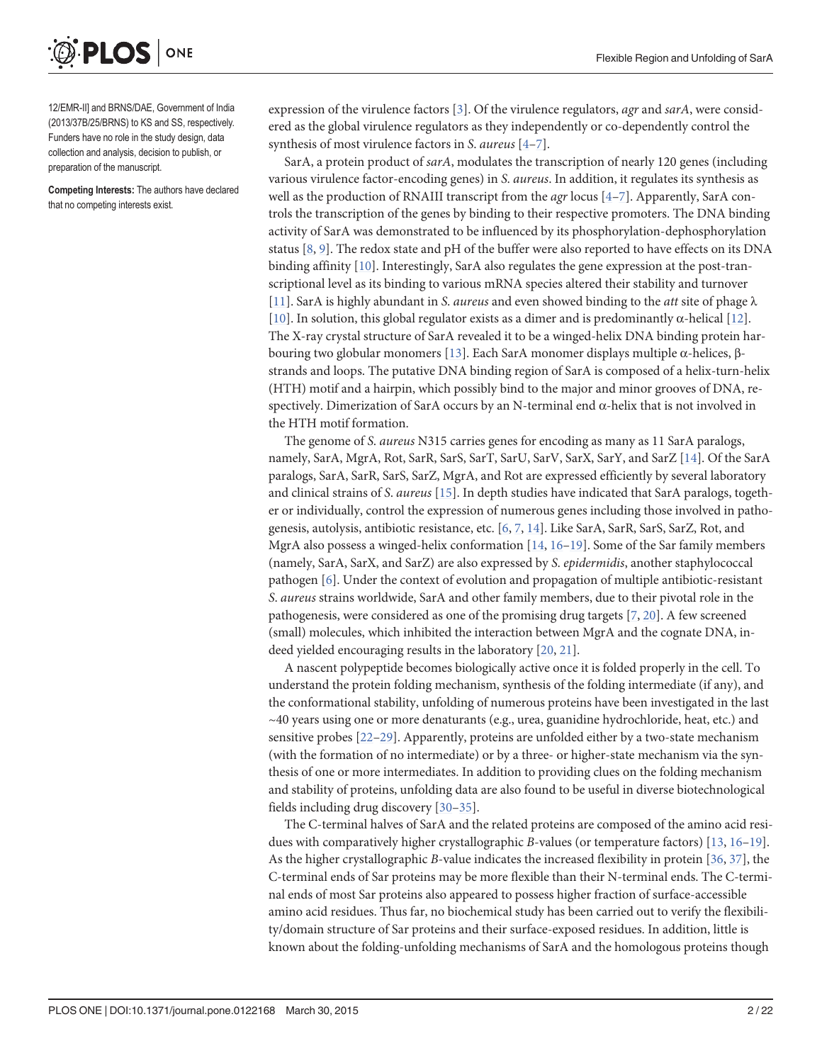12/EMR-II] and BRNS/DAE, Government of India (2013/37B/25/BRNS) to KS and SS, respectively. Funders have no role in the study design, data collection and analysis, decision to publish, or preparation of the manuscript.

**Competing Interests:** The authors have declared that no competing interests exist.

expression of the virulence factors [3]. Of the virulence regulators, *agr* and *sarA*, were considered as the global virulence regulators as they independently or co-dependently control the synthesis of most virulence factors in *S. aureus* [4–7].

SarA, a protein product of *sarA*, modulates the transcription of nearly 120 genes (including various virulence factor-encoding genes) in *S. aureus*. In addition, it regulates its synthesis as well as the production of RNAIII transcript from the *agr* locus [4–7]. Apparently, SarA controls the transcription of the genes by binding to their respective promoters. The DNA binding activity of SarA was demonstrated to be influenced by its phosphorylation-dephosphorylation status [8, 9]. The redox state and pH of the buffer were also reported to have effects on its DNA binding affinity [10]. Interestingly, SarA also regulates the gene expression at the post-transcriptional level as its binding to various mRNA species altered their stability and turnover [11]. SarA is highly abundant in *S. aureus* and even showed binding to the *att* site of phage λ [10]. In solution, this global regulator exists as a dimer and is predominantly α-helical [12]. The X-ray crystal structure of SarA revealed it to be a winged-helix DNA binding protein harbouring two globular monomers [13]. Each SarA monomer displays multiple α-helices, β-strands and loops. The putative DNA binding region of SarA is composed of a helix-turn-helix (HTH) motif and a hairpin, which possibly bind to the major and minor grooves of DNA, respectively. Dimerization of SarA occurs by an N-terminal end α-helix that is not involved in the HTH motif formation.

The genome of *S. aureus* N315 carries genes for encoding as many as 11 SarA paralogs, namely, SarA, MgrA, Rot, SarR, SarS, SarT, SarU, SarV, SarX, SarY, and SarZ [14]. Of the SarA paralogs, SarA, SarR, SarS, SarZ, MgrA, and Rot are expressed efficiently by several laboratory and clinical strains of *S. aureus* [15]. In depth studies have indicated that SarA paralogs, together or individually, control the expression of numerous genes including those involved in pathogenesis, autolysis, antibiotic resistance, etc. [6, 7, 14]. Like SarA, SarR, SarS, SarZ, Rot, and MgrA also possess a winged-helix conformation [14, 16–19]. Some of the Sar family members (namely, SarA, SarX, and SarZ) are also expressed by *S. epidermidis*, another staphylococcal pathogen [6]. Under the context of evolution and propagation of multiple antibiotic-resistant *S. aureus* strains worldwide, SarA and other family members, due to their pivotal role in the pathogenesis, were considered as one of the promising drug targets [7, 20]. A few screened (small) molecules, which inhibited the interaction between MgrA and the cognate DNA, indeed yielded encouraging results in the laboratory [20, 21].

A nascent polypeptide becomes biologically active once it is folded properly in the cell. To understand the protein folding mechanism, synthesis of the folding intermediate (if any), and the conformational stability, unfolding of numerous proteins have been investigated in the last ~40 years using one or more denaturants (e.g., urea, guanidine hydrochloride, heat, etc.) and sensitive probes [22–29]. Apparently, proteins are unfolded either by a two-state mechanism (with the formation of no intermediate) or by a three- or higher-state mechanism via the synthesis of one or more intermediates. In addition to providing clues on the folding mechanism and stability of proteins, unfolding data are also found to be useful in diverse biotechnological fields including drug discovery [30–35].

The C-terminal halves of SarA and the related proteins are composed of the amino acid residues with comparatively higher crystallographic *B*-values (or temperature factors) [13, 16–19]. As the higher crystallographic *B*-value indicates the increased flexibility in protein [36, 37], the C-terminal ends of Sar proteins may be more flexible than their N-terminal ends. The C-terminal ends of most Sar proteins also appeared to possess higher fraction of surface-accessible amino acid residues. Thus far, no biochemical study has been carried out to verify the flexibility/domain structure of Sar proteins and their surface-exposed residues. In addition, little is known about the folding-unfolding mechanisms of SarA and the homologous proteins though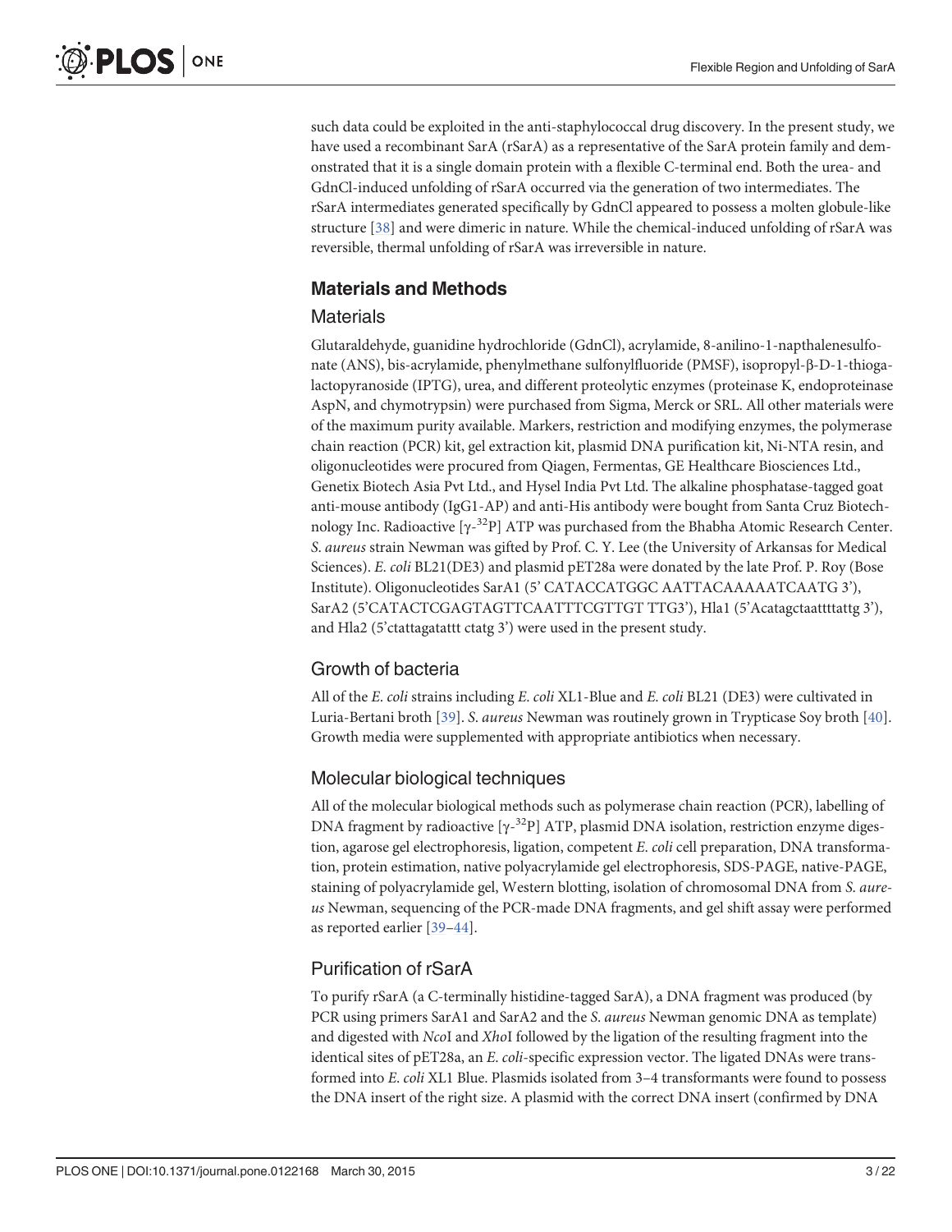such data could be exploited in the anti-staphylococcal drug discovery. In the present study, we have used a recombinant SarA (rSarA) as a representative of the SarA protein family and demonstrated that it is a single domain protein with a flexible C-terminal end. Both the urea- and GdnCl-induced unfolding of rSarA occurred via the generation of two intermediates. The rSarA intermediates generated specifically by GdnCl appeared to possess a molten globule-like structure [38] and were dimeric in nature. While the chemical-induced unfolding of rSarA was reversible, thermal unfolding of rSarA was irreversible in nature.

## Materials and Methods

### Materials

Glutaraldehyde, guanidine hydrochloride (GdnCl), acrylamide, 8-anilino-1-napthalenesulfonate (ANS), bis-acrylamide, phenylmethane sulfonylfluoride (PMSF), isopropyl-β-D-1-thiogalactopyranoside (IPTG), urea, and different proteolytic enzymes (proteinase K, endoproteinase AspN, and chymotrypsin) were purchased from Sigma, Merck or SRL. All other materials were of the maximum purity available. Markers, restriction and modifying enzymes, the polymerase chain reaction (PCR) kit, gel extraction kit, plasmid DNA purification kit, Ni-NTA resin, and oligonucleotides were procured from Qiagen, Fermentas, GE Healthcare Biosciences Ltd., Genetix Biotech Asia Pvt Ltd., and Hysel India Pvt Ltd. The alkaline phosphatase-tagged goat anti-mouse antibody (IgG1-AP) and anti-His antibody were bought from Santa Cruz Biotechnology Inc. Radioactive [$\gamma$-$^{32}$P] ATP was purchased from the Bhabha Atomic Research Center. *S. aureus* strain Newman was gifted by Prof. C. Y. Lee (the University of Arkansas for Medical Sciences). *E. coli* BL21(DE3) and plasmid pET28a were donated by the late Prof. P. Roy (Bose Institute). Oligonucleotides SarA1 (5' CATACCATGGC AATTACAAAAATCAATG 3'), SarA2 (5'CATACTCGAGTAGTTCAATTTCGTTGT TTG3'), Hla1 (5'Acatagctaattttattg 3'), and Hla2 (5'ctattagatattt ctatg 3') were used in the present study.

### Growth of bacteria

All of the *E. coli* strains including *E. coli* XL1-Blue and *E. coli* BL21 (DE3) were cultivated in Luria-Bertani broth [39]. *S. aureus* Newman was routinely grown in Trypticase Soy broth [40]. Growth media were supplemented with appropriate antibiotics when necessary.

### Molecular biological techniques

All of the molecular biological methods such as polymerase chain reaction (PCR), labelling of DNA fragment by radioactive [$\gamma$-$^{32}$P] ATP, plasmid DNA isolation, restriction enzyme digestion, agarose gel electrophoresis, ligation, competent *E. coli* cell preparation, DNA transformation, protein estimation, native polyacrylamide gel electrophoresis, SDS-PAGE, native-PAGE, staining of polyacrylamide gel, Western blotting, isolation of chromosomal DNA from *S. aureus* Newman, sequencing of the PCR-made DNA fragments, and gel shift assay were performed as reported earlier [39–44].

### Purification of rSarA

To purify rSarA (a C-terminally histidine-tagged SarA), a DNA fragment was produced (by PCR using primers SarA1 and SarA2 and the *S. aureus* Newman genomic DNA as template) and digested with *Nco*I and *Xho*I followed by the ligation of the resulting fragment into the identical sites of pET28a, an *E. coli*-specific expression vector. The ligated DNAs were transformed into *E. coli* XL1 Blue. Plasmids isolated from 3–4 transformants were found to possess the DNA insert of the right size. A plasmid with the correct DNA insert (confirmed by DNA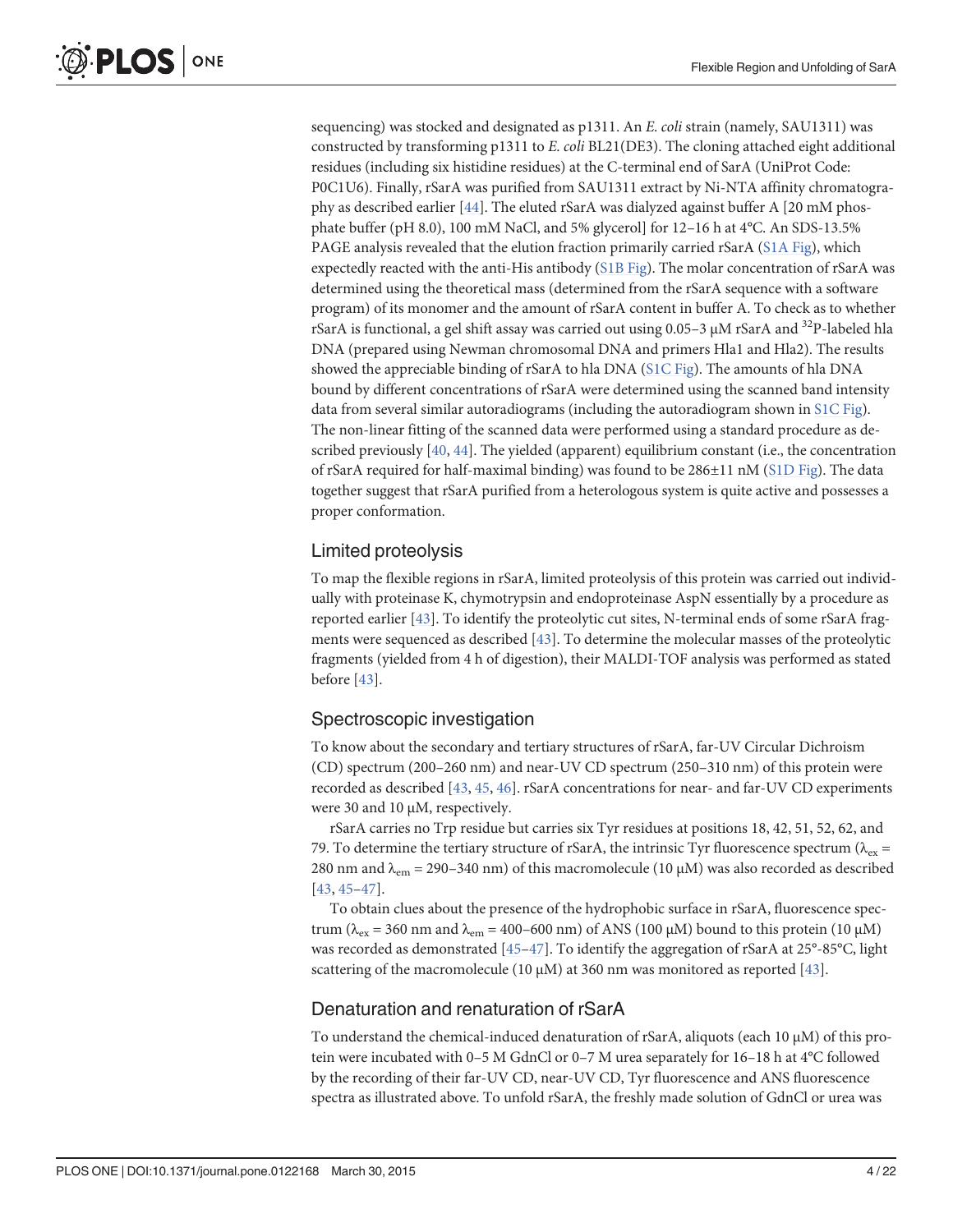sequencing) was stocked and designated as p1311. An *E. coli* strain (namely, SAU1311) was constructed by transforming p1311 to *E. coli* BL21(DE3). The cloning attached eight additional residues (including six histidine residues) at the C-terminal end of SarA (UniProt Code: P0C1U6). Finally, rSarA was purified from SAU1311 extract by Ni-NTA affinity chromatography as described earlier [44]. The eluted rSarA was dialyzed against buffer A [20 mM phosphate buffer (pH 8.0), 100 mM NaCl, and 5% glycerol] for 12–16 h at 4°C. An SDS-13.5% PAGE analysis revealed that the elution fraction primarily carried rSarA (S1A Fig), which expectedly reacted with the anti-His antibody (S1B Fig). The molar concentration of rSarA was determined using the theoretical mass (determined from the rSarA sequence with a software program) of its monomer and the amount of rSarA content in buffer A. To check as to whether rSarA is functional, a gel shift assay was carried out using 0.05–3 μM rSarA and $^{32}P$-labeled hla DNA (prepared using Newman chromosomal DNA and primers Hla1 and Hla2). The results showed the appreciable binding of rSarA to hla DNA (S1C Fig). The amounts of hla DNA bound by different concentrations of rSarA were determined using the scanned band intensity data from several similar autoradiograms (including the autoradiogram shown in S1C Fig). The non-linear fitting of the scanned data were performed using a standard procedure as described previously [40, 44]. The yielded (apparent) equilibrium constant (i.e., the concentration of rSarA required for half-maximal binding) was found to be 286±11 nM (S1D Fig). The data together suggest that rSarA purified from a heterologous system is quite active and possesses a proper conformation.

## Limited proteolysis

To map the flexible regions in rSarA, limited proteolysis of this protein was carried out individually with proteinase K, chymotrypsin and endoproteinase AspN essentially by a procedure as reported earlier [43]. To identify the proteolytic cut sites, N-terminal ends of some rSarA fragments were sequenced as described [43]. To determine the molecular masses of the proteolytic fragments (yielded from 4 h of digestion), their MALDI-TOF analysis was performed as stated before [43].

## Spectroscopic investigation

To know about the secondary and tertiary structures of rSarA, far-UV Circular Dichroism (CD) spectrum (200–260 nm) and near-UV CD spectrum (250–310 nm) of this protein were recorded as described [43, 45, 46]. rSarA concentrations for near- and far-UV CD experiments were 30 and 10 μM, respectively.

rSarA carries no Trp residue but carries six Tyr residues at positions 18, 42, 51, 52, 62, and 79. To determine the tertiary structure of rSarA, the intrinsic Tyr fluorescence spectrum ($\lambda_{ex}$ = 280 nm and $\lambda_{em}$ = 290–340 nm) of this macromolecule (10 μM) was also recorded as described [43, 45–47].

To obtain clues about the presence of the hydrophobic surface in rSarA, fluorescence spectrum ($\lambda_{ex}$ = 360 nm and $\lambda_{em}$ = 400–600 nm) of ANS (100 μM) bound to this protein (10 μM) was recorded as demonstrated [45–47]. To identify the aggregation of rSarA at 25°-85°C, light scattering of the macromolecule (10 μM) at 360 nm was monitored as reported [43].

## Denaturation and renaturation of rSarA

To understand the chemical-induced denaturation of rSarA, aliquots (each 10 μM) of this protein were incubated with 0–5 M GdnCl or 0–7 M urea separately for 16–18 h at 4°C followed by the recording of their far-UV CD, near-UV CD, Tyr fluorescence and ANS fluorescence spectra as illustrated above. To unfold rSarA, the freshly made solution of GdnCl or urea was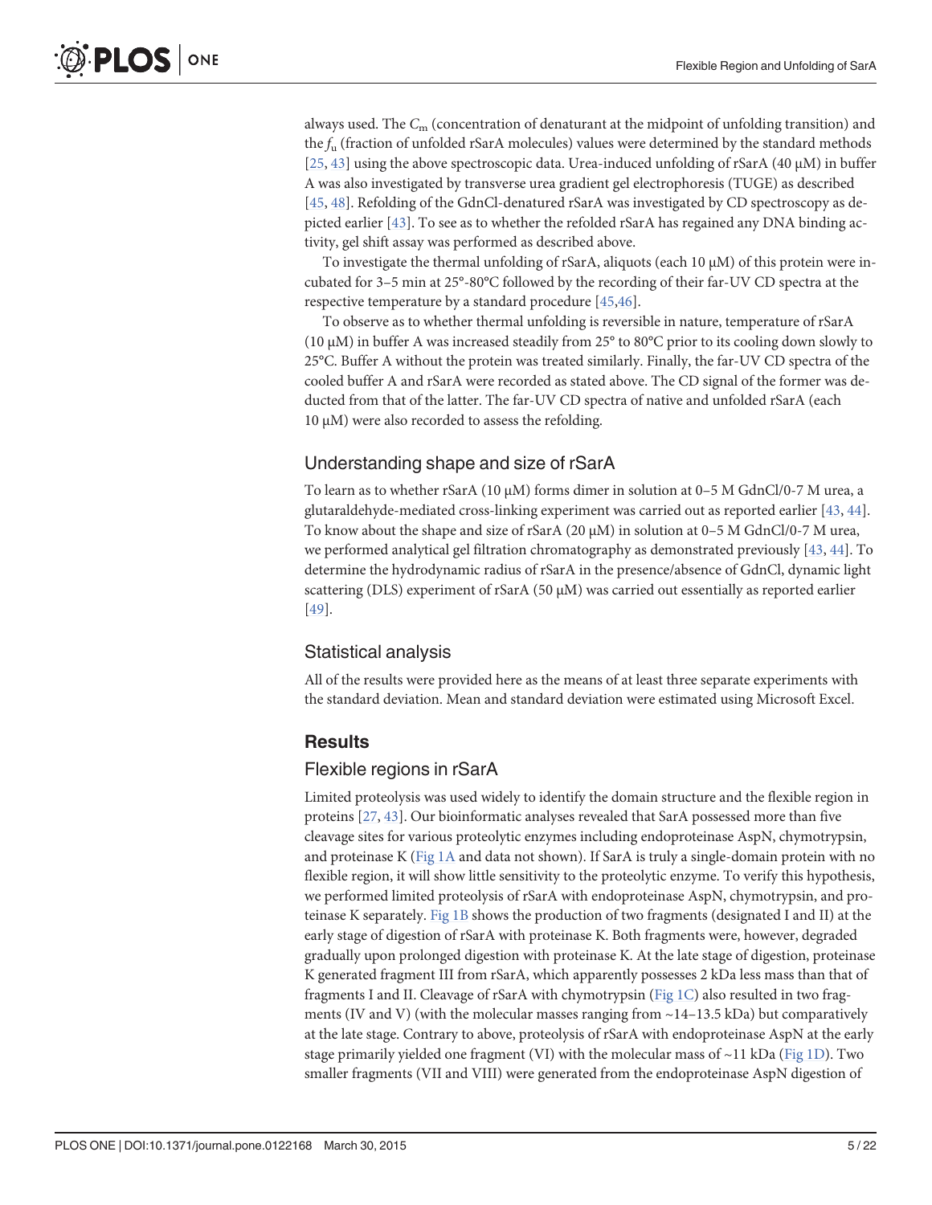always used. The $C_m$ (concentration of denaturant at the midpoint of unfolding transition) and the $f_u$ (fraction of unfolded rSarA molecules) values were determined by the standard methods [25, 43] using the above spectroscopic data. Urea-induced unfolding of rSarA (40 μM) in buffer A was also investigated by transverse urea gradient gel electrophoresis (TUGE) as described [45, 48]. Refolding of the GdnCl-denatured rSarA was investigated by CD spectroscopy as depicted earlier [43]. To see as to whether the refolded rSarA has regained any DNA binding activity, gel shift assay was performed as described above.

To investigate the thermal unfolding of rSarA, aliquots (each 10 μM) of this protein were incubated for 3–5 min at 25°-80°C followed by the recording of their far-UV CD spectra at the respective temperature by a standard procedure [45,46].

To observe as to whether thermal unfolding is reversible in nature, temperature of rSarA (10 μM) in buffer A was increased steadily from 25° to 80°C prior to its cooling down slowly to 25°C. Buffer A without the protein was treated similarly. Finally, the far-UV CD spectra of the cooled buffer A and rSarA were recorded as stated above. The CD signal of the former was deducted from that of the latter. The far-UV CD spectra of native and unfolded rSarA (each 10 μM) were also recorded to assess the refolding.

## Understanding shape and size of rSarA

To learn as to whether rSarA (10 μM) forms dimer in solution at 0–5 M GdnCl/0-7 M urea, a glutaraldehyde-mediated cross-linking experiment was carried out as reported earlier [43, 44]. To know about the shape and size of rSarA (20 μM) in solution at 0–5 M GdnCl/0-7 M urea, we performed analytical gel filtration chromatography as demonstrated previously [43, 44]. To determine the hydrodynamic radius of rSarA in the presence/absence of GdnCl, dynamic light scattering (DLS) experiment of rSarA (50 μM) was carried out essentially as reported earlier [49].

## Statistical analysis

All of the results were provided here as the means of at least three separate experiments with the standard deviation. Mean and standard deviation were estimated using Microsoft Excel.

# Results

## Flexible regions in rSarA

Limited proteolysis was used widely to identify the domain structure and the flexible region in proteins [27, 43]. Our bioinformatic analyses revealed that SarA possessed more than five cleavage sites for various proteolytic enzymes including endoproteinase AspN, chymotrypsin, and proteinase K (Fig 1A and data not shown). If SarA is truly a single-domain protein with no flexible region, it will show little sensitivity to the proteolytic enzyme. To verify this hypothesis, we performed limited proteolysis of rSarA with endoproteinase AspN, chymotrypsin, and proteinase K separately. Fig 1B shows the production of two fragments (designated I and II) at the early stage of digestion of rSarA with proteinase K. Both fragments were, however, degraded gradually upon prolonged digestion with proteinase K. At the late stage of digestion, proteinase K generated fragment III from rSarA, which apparently possesses 2 kDa less mass than that of fragments I and II. Cleavage of rSarA with chymotrypsin (Fig 1C) also resulted in two fragments (IV and V) (with the molecular masses ranging from ~14–13.5 kDa) but comparatively at the late stage. Contrary to above, proteolysis of rSarA with endoproteinase AspN at the early stage primarily yielded one fragment (VI) with the molecular mass of ~11 kDa (Fig 1D). Two smaller fragments (VII and VIII) were generated from the endoproteinase AspN digestion of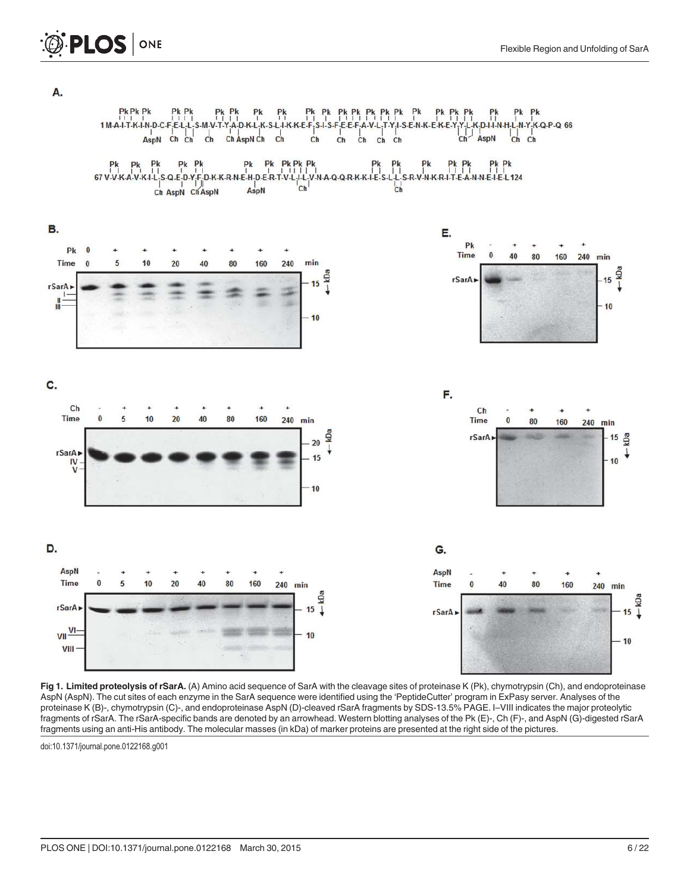**Fig 1. Limited proteolysis of rSarA.** (A) Amino acid sequence of SarA with the cleavage sites of proteinase K (Pk), chymotrypsin (Ch), and endoproteinase AspN (AspN). The cut sites of each enzyme in the SarA sequence were identified using the 'PeptideCutter' program in ExPasy server. Analyses of the proteinase K (B)-, chymotrypsin (C)-, and endoproteinase AspN (D)-cleaved rSarA fragments by SDS-13.5% PAGE. I–VIII indicates the major proteolytic fragments of rSarA. The rSarA-specific bands are denoted by an arrowhead. Western blotting analyses of the Pk (E)-, Ch (F)-, and AspN (G)-digested rSarA fragments using an anti-His antibody. The molecular masses (in kDa) of marker proteins are presented at the right side of the pictures.

doi:10.1371/journal.pone.0122168.g001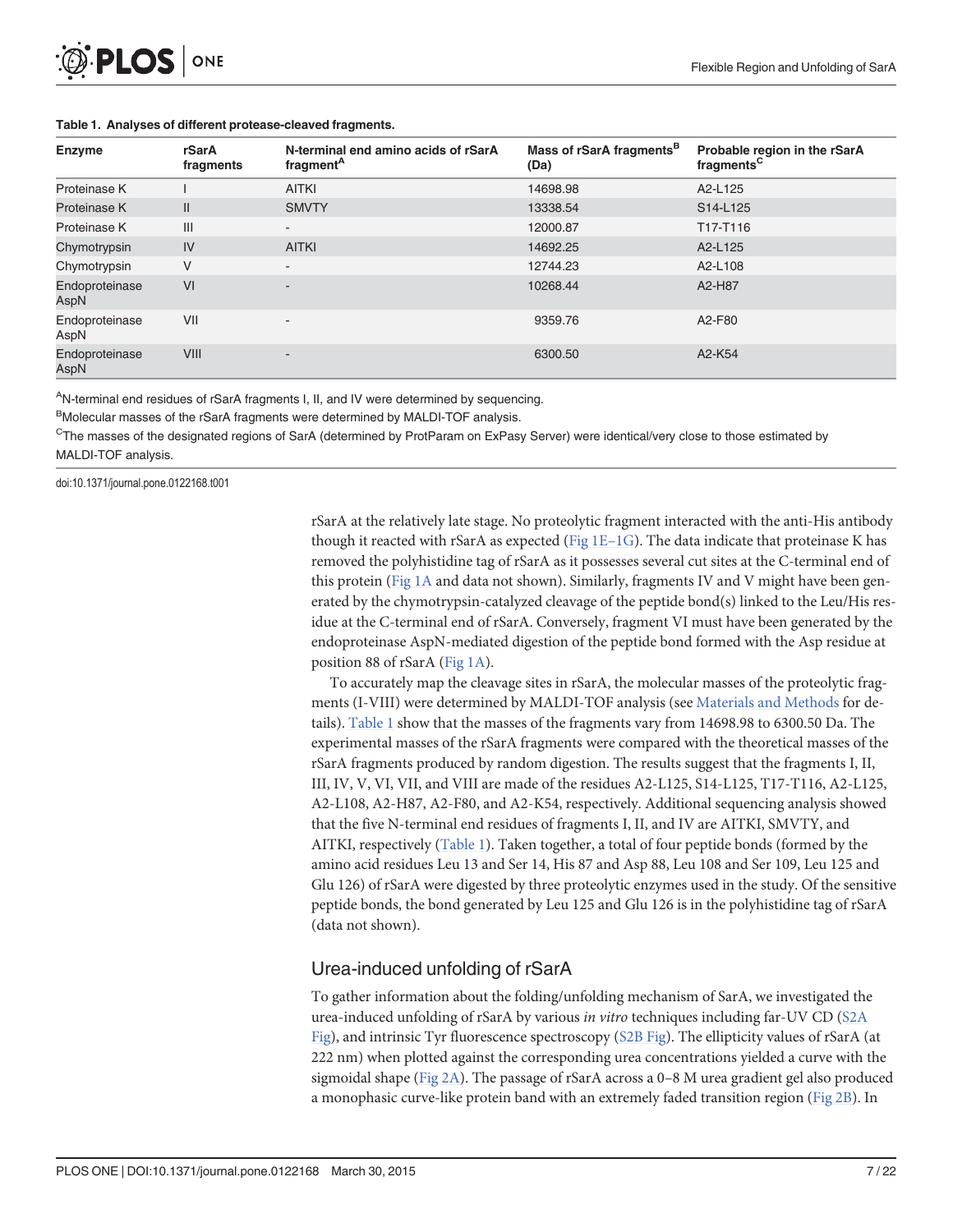**Table 1. Analyses of different protease-cleaved fragments.**

| Enzyme | rSarA fragments | N-terminal end amino acids of rSarA fragment[A] | Mass of rSarA fragments[B] (Da) | Probable region in the rSarA fragments[C] |
|---|---|---|---|---|
| Proteinase K | I | AITKI | 14698.98 | A2-L125 |
| Proteinase K | II | SMVTY | 13338.54 | S14-L125 |
| Proteinase K | III | - | 12000.87 | T17-T116 |
| Chymotrypsin | IV | AITKI | 14692.25 | A2-L125 |
| Chymotrypsin | V | - | 12744.23 | A2-L108 |
| Endoproteinase AspN | VI | - | 10268.44 | A2-H87 |
| Endoproteinase AspN | VII | - | 9359.76 | A2-F80 |
| Endoproteinase AspN | VIII | - | 6300.50 | A2-K54 |

[A]N-terminal end residues of rSarA fragments I, II, and IV were determined by sequencing.

[B]Molecular masses of the rSarA fragments were determined by MALDI-TOF analysis.

[C]The masses of the designated regions of SarA (determined by ProtParam on ExPasy Server) were identical/very close to those estimated by MALDI-TOF analysis.

doi:10.1371/journal.pone.0122168.t001

rSarA at the relatively late stage. No proteolytic fragment interacted with the anti-His antibody though it reacted with rSarA as expected (Fig 1E–1G). The data indicate that proteinase K has removed the polyhistidine tag of rSarA as it possesses several cut sites at the C-terminal end of this protein (Fig 1A and data not shown). Similarly, fragments IV and V might have been generated by the chymotrypsin-catalyzed cleavage of the peptide bond(s) linked to the Leu/His residue at the C-terminal end of rSarA. Conversely, fragment VI must have been generated by the endoproteinase AspN-mediated digestion of the peptide bond formed with the Asp residue at position 88 of rSarA (Fig 1A).

To accurately map the cleavage sites in rSarA, the molecular masses of the proteolytic fragments (I-VIII) were determined by MALDI-TOF analysis (see Materials and Methods for details). Table 1 show that the masses of the fragments vary from 14698.98 to 6300.50 Da. The experimental masses of the rSarA fragments were compared with the theoretical masses of the rSarA fragments produced by random digestion. The results suggest that the fragments I, II, III, IV, V, VI, VII, and VIII are made of the residues A2-L125, S14-L125, T17-T116, A2-L125, A2-L108, A2-H87, A2-F80, and A2-K54, respectively. Additional sequencing analysis showed that the five N-terminal end residues of fragments I, II, and IV are AITKI, SMVTY, and AITKI, respectively (Table 1). Taken together, a total of four peptide bonds (formed by the amino acid residues Leu 13 and Ser 14, His 87 and Asp 88, Leu 108 and Ser 109, Leu 125 and Glu 126) of rSarA were digested by three proteolytic enzymes used in the study. Of the sensitive peptide bonds, the bond generated by Leu 125 and Glu 126 is in the polyhistidine tag of rSarA (data not shown).

## Urea-induced unfolding of rSarA

To gather information about the folding/unfolding mechanism of SarA, we investigated the urea-induced unfolding of rSarA by various *in vitro* techniques including far-UV CD (S2A Fig), and intrinsic Tyr fluorescence spectroscopy (S2B Fig). The ellipticity values of rSarA (at 222 nm) when plotted against the corresponding urea concentrations yielded a curve with the sigmoidal shape (Fig 2A). The passage of rSarA across a 0–8 M urea gradient gel also produced a monophasic curve-like protein band with an extremely faded transition region (Fig 2B). In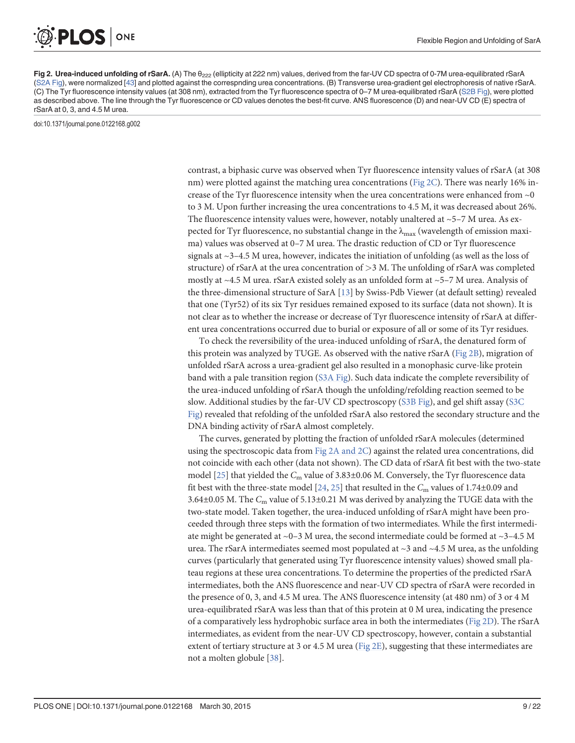**Fig 2. Urea-induced unfolding of rSarA.** (A) The $\theta_{222}$ (ellipticity at 222 nm) values, derived from the far-UV CD spectra of 0-7M urea-equilibrated rSarA (S2A Fig), were normalized [43] and plotted against the correspnding urea concentrations. (B) Transverse urea-gradient gel electrophoresis of native rSarA. (C) The Tyr fluorescence intensity values (at 308 nm), extracted from the Tyr fluorescence spectra of 0–7 M urea-equilibrated rSarA (S2B Fig), were plotted as described above. The line through the Tyr fluorescence or CD values denotes the best-fit curve. ANS fluorescence (D) and near-UV CD (E) spectra of rSarA at 0, 3, and 4.5 M urea.

doi:10.1371/journal.pone.0122168.g002

contrast, a biphasic curve was observed when Tyr fluorescence intensity values of rSarA (at 308 nm) were plotted against the matching urea concentrations (Fig 2C). There was nearly 16% increase of the Tyr fluorescence intensity when the urea concentrations were enhanced from ~0 to 3 M. Upon further increasing the urea concentrations to 4.5 M, it was decreased about 26%. The fluorescence intensity values were, however, notably unaltered at ~5–7 M urea. As expected for Tyr fluorescence, no substantial change in the $\lambda_{max}$ (wavelength of emission maxima) values was observed at 0–7 M urea. The drastic reduction of CD or Tyr fluorescence signals at ~3–4.5 M urea, however, indicates the initiation of unfolding (as well as the loss of structure) of rSarA at the urea concentration of >3 M. The unfolding of rSarA was completed mostly at ~4.5 M urea. rSarA existed solely as an unfolded form at ~5–7 M urea. Analysis of the three-dimensional structure of SarA [13] by Swiss-Pdb Viewer (at default setting) revealed that one (Tyr52) of its six Tyr residues remained exposed to its surface (data not shown). It is not clear as to whether the increase or decrease of Tyr fluorescence intensity of rSarA at different urea concentrations occurred due to burial or exposure of all or some of its Tyr residues.

To check the reversibility of the urea-induced unfolding of rSarA, the denatured form of this protein was analyzed by TUGE. As observed with the native rSarA (Fig 2B), migration of unfolded rSarA across a urea-gradient gel also resulted in a monophasic curve-like protein band with a pale transition region (S3A Fig). Such data indicate the complete reversibility of the urea-induced unfolding of rSarA though the unfolding/refolding reaction seemed to be slow. Additional studies by the far-UV CD spectroscopy (S3B Fig), and gel shift assay (S3C Fig) revealed that refolding of the unfolded rSarA also restored the secondary structure and the DNA binding activity of rSarA almost completely.

The curves, generated by plotting the fraction of unfolded rSarA molecules (determined using the spectroscopic data from Fig 2A and 2C) against the related urea concentrations, did not coincide with each other (data not shown). The CD data of rSarA fit best with the two-state model [25] that yielded the $C_m$ value of 3.83±0.06 M. Conversely, the Tyr fluorescence data fit best with the three-state model [24, 25] that resulted in the $C_m$ values of 1.74±0.09 and 3.64±0.05 M. The $C_m$ value of 5.13±0.21 M was derived by analyzing the TUGE data with the two-state model. Taken together, the urea-induced unfolding of rSarA might have been proceeded through three steps with the formation of two intermediates. While the first intermediate might be generated at ~0–3 M urea, the second intermediate could be formed at ~3–4.5 M urea. The rSarA intermediates seemed most populated at ~3 and ~4.5 M urea, as the unfolding curves (particularly that generated using Tyr fluorescence intensity values) showed small plateau regions at these urea concentrations. To determine the properties of the predicted rSarA intermediates, both the ANS fluorescence and near-UV CD spectra of rSarA were recorded in the presence of 0, 3, and 4.5 M urea. The ANS fluorescence intensity (at 480 nm) of 3 or 4 M urea-equilibrated rSarA was less than that of this protein at 0 M urea, indicating the presence of a comparatively less hydrophobic surface area in both the intermediates (Fig 2D). The rSarA intermediates, as evident from the near-UV CD spectroscopy, however, contain a substantial extent of tertiary structure at 3 or 4.5 M urea (Fig 2E), suggesting that these intermediates are not a molten globule [38].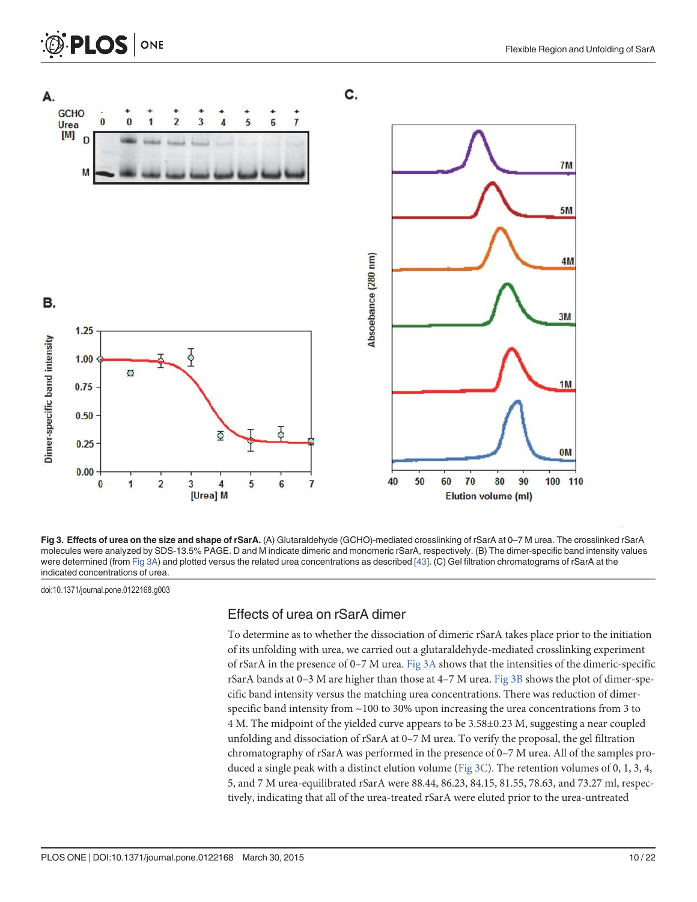**Fig 3. Effects of urea on the size and shape of rSarA.** (A) Glutaraldehyde (GCHO)-mediated crosslinking of rSarA at 0–7 M urea. The crosslinked rSarA molecules were analyzed by SDS-13.5% PAGE. D and M indicate dimeric and monomeric rSarA, respectively. (B) The dimer-specific band intensity values were determined (from Fig 3A) and plotted versus the related urea concentrations as described [43]. (C) Gel filtration chromatograms of rSarA at the indicated concentrations of urea.

doi:10.1371/journal.pone.0122168.g003

## Effects of urea on rSarA dimer

To determine as to whether the dissociation of dimeric rSarA takes place prior to the initiation of its unfolding with urea, we carried out a glutaraldehyde-mediated crosslinking experiment of rSarA in the presence of 0–7 M urea. Fig 3A shows that the intensities of the dimeric-specific rSarA bands at 0–3 M are higher than those at 4–7 M urea. Fig 3B shows the plot of dimer-specific band intensity versus the matching urea concentrations. There was reduction of dimer-specific band intensity from ~100 to 30% upon increasing the urea concentrations from 3 to 4 M. The midpoint of the yielded curve appears to be 3.58±0.23 M, suggesting a near coupled unfolding and dissociation of rSarA at 0–7 M urea. To verify the proposal, the gel filtration chromatography of rSarA was performed in the presence of 0–7 M urea. All of the samples produced a single peak with a distinct elution volume (Fig 3C). The retention volumes of 0, 1, 3, 4, 5, and 7 M urea-equilibrated rSarA were 88.44, 86.23, 84.15, 81.55, 78.63, and 73.27 ml, respectively, indicating that all of the urea-treated rSarA were eluted prior to the urea-untreated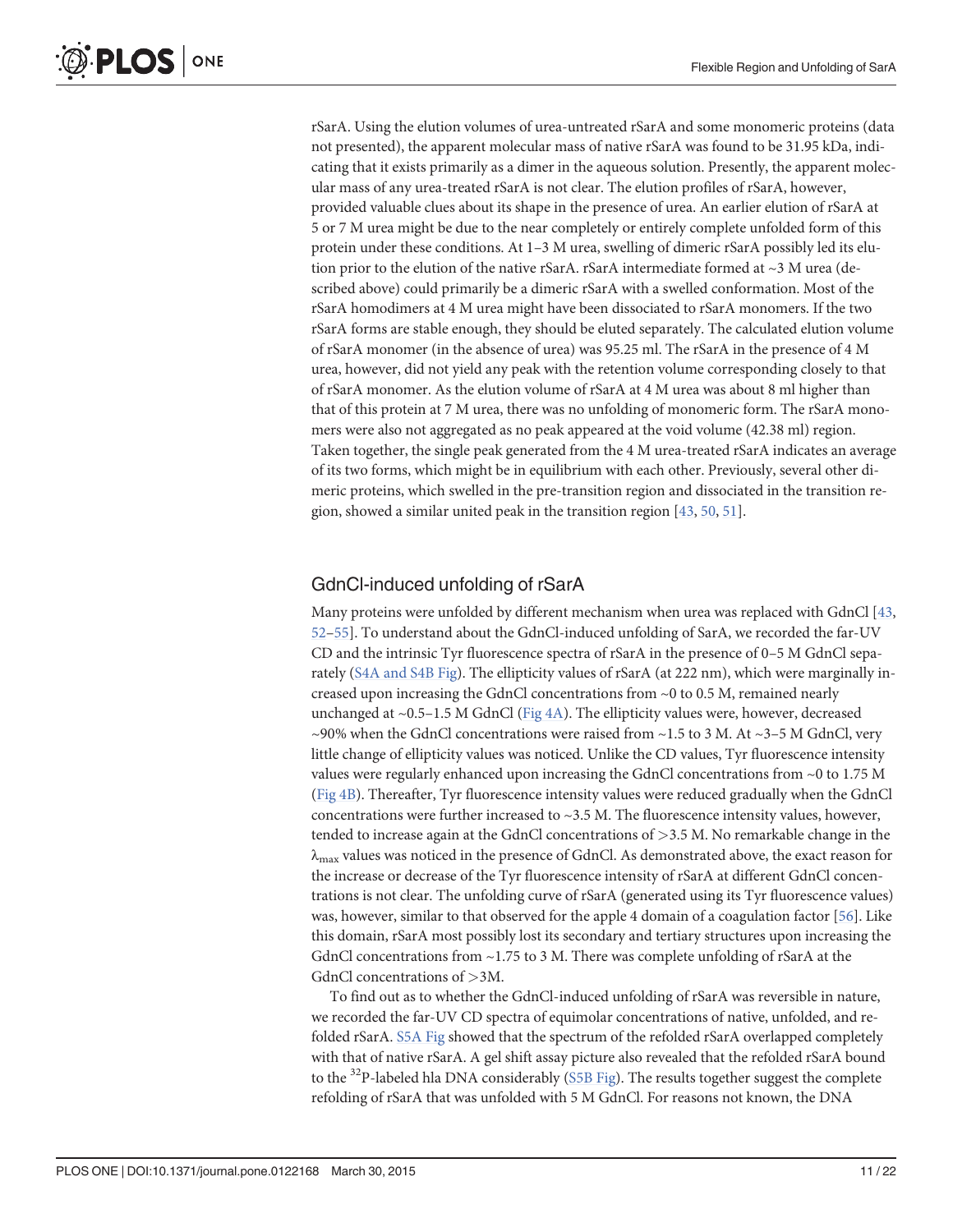rSarA. Using the elution volumes of urea-untreated rSarA and some monomeric proteins (data not presented), the apparent molecular mass of native rSarA was found to be 31.95 kDa, indicating that it exists primarily as a dimer in the aqueous solution. Presently, the apparent molecular mass of any urea-treated rSarA is not clear. The elution profiles of rSarA, however, provided valuable clues about its shape in the presence of urea. An earlier elution of rSarA at 5 or 7 M urea might be due to the near completely or entirely complete unfolded form of this protein under these conditions. At 1–3 M urea, swelling of dimeric rSarA possibly led its elution prior to the elution of the native rSarA. rSarA intermediate formed at ~3 M urea (described above) could primarily be a dimeric rSarA with a swelled conformation. Most of the rSarA homodimers at 4 M urea might have been dissociated to rSarA monomers. If the two rSarA forms are stable enough, they should be eluted separately. The calculated elution volume of rSarA monomer (in the absence of urea) was 95.25 ml. The rSarA in the presence of 4 M urea, however, did not yield any peak with the retention volume corresponding closely to that of rSarA monomer. As the elution volume of rSarA at 4 M urea was about 8 ml higher than that of this protein at 7 M urea, there was no unfolding of monomeric form. The rSarA monomers were also not aggregated as no peak appeared at the void volume (42.38 ml) region. Taken together, the single peak generated from the 4 M urea-treated rSarA indicates an average of its two forms, which might be in equilibrium with each other. Previously, several other dimeric proteins, which swelled in the pre-transition region and dissociated in the transition region, showed a similar united peak in the transition region [43, 50, 51].

## GdnCl-induced unfolding of rSarA

Many proteins were unfolded by different mechanism when urea was replaced with GdnCl [43, 52–55]. To understand about the GdnCl-induced unfolding of SarA, we recorded the far-UV CD and the intrinsic Tyr fluorescence spectra of rSarA in the presence of 0–5 M GdnCl separately (S4A and S4B Fig). The ellipticity values of rSarA (at 222 nm), which were marginally increased upon increasing the GdnCl concentrations from ~0 to 0.5 M, remained nearly unchanged at ~0.5–1.5 M GdnCl (Fig 4A). The ellipticity values were, however, decreased ~90% when the GdnCl concentrations were raised from ~1.5 to 3 M. At ~3–5 M GdnCl, very little change of ellipticity values was noticed. Unlike the CD values, Tyr fluorescence intensity values were regularly enhanced upon increasing the GdnCl concentrations from ~0 to 1.75 M (Fig 4B). Thereafter, Tyr fluorescence intensity values were reduced gradually when the GdnCl concentrations were further increased to ~3.5 M. The fluorescence intensity values, however, tended to increase again at the GdnCl concentrations of >3.5 M. No remarkable change in the $\lambda_{max}$ values was noticed in the presence of GdnCl. As demonstrated above, the exact reason for the increase or decrease of the Tyr fluorescence intensity of rSarA at different GdnCl concentrations is not clear. The unfolding curve of rSarA (generated using its Tyr fluorescence values) was, however, similar to that observed for the apple 4 domain of a coagulation factor [56]. Like this domain, rSarA most possibly lost its secondary and tertiary structures upon increasing the GdnCl concentrations from ~1.75 to 3 M. There was complete unfolding of rSarA at the GdnCl concentrations of >3M.

To find out as to whether the GdnCl-induced unfolding of rSarA was reversible in nature, we recorded the far-UV CD spectra of equimolar concentrations of native, unfolded, and refolded rSarA. S5A Fig showed that the spectrum of the refolded rSarA overlapped completely with that of native rSarA. A gel shift assay picture also revealed that the refolded rSarA bound to the $^{32}$P-labeled hla DNA considerably (S5B Fig). The results together suggest the complete refolding of rSarA that was unfolded with 5 M GdnCl. For reasons not known, the DNA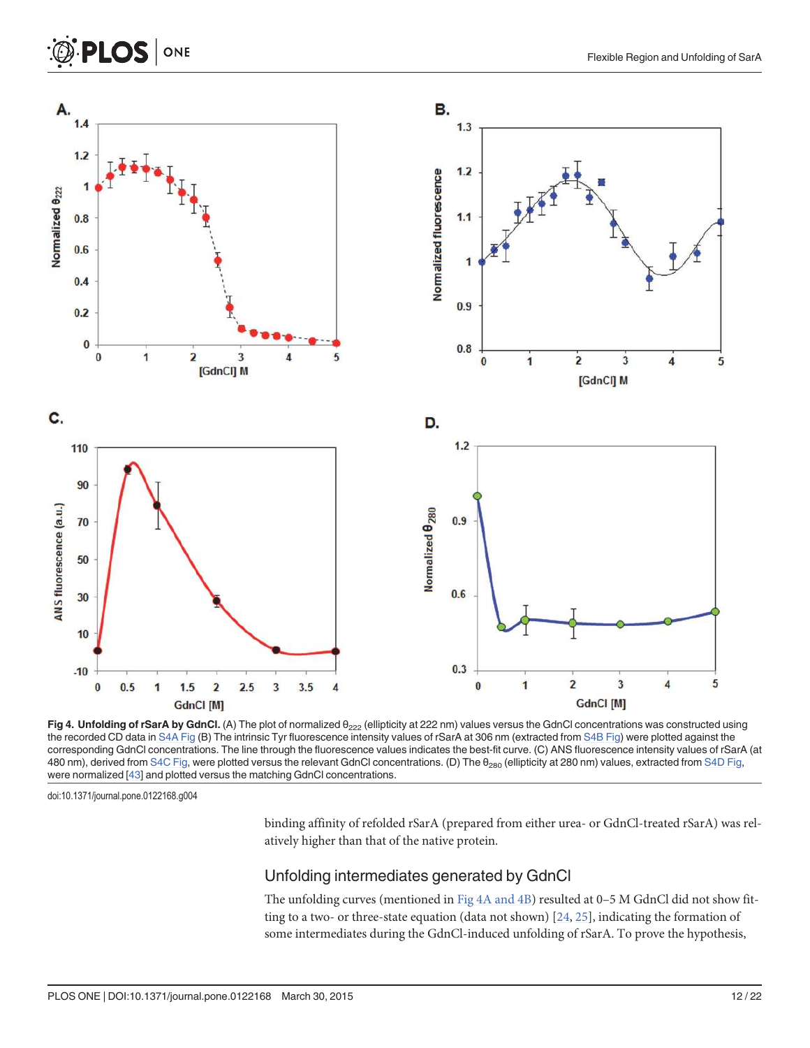**Fig 4. Unfolding of rSarA by GdnCl.** (A) The plot of normalized $\theta_{222}$ (ellipticity at 222 nm) values versus the GdnCl concentrations was constructed using the recorded CD data in S4A Fig (B) The intrinsic Tyr fluorescence intensity values of rSarA at 306 nm (extracted from S4B Fig) were plotted against the corresponding GdnCl concentrations. The line through the fluorescence values indicates the best-fit curve. (C) ANS fluorescence intensity values of rSarA (at 480 nm), derived from S4C Fig, were plotted versus the relevant GdnCl concentrations. (D) The $\theta_{280}$ (ellipticity at 280 nm) values, extracted from S4D Fig, were normalized [43] and plotted versus the matching GdnCl concentrations.

doi:10.1371/journal.pone.0122168.g004

binding affinity of refolded rSarA (prepared from either urea- or GdnCl-treated rSarA) was relatively higher than that of the native protein.

## Unfolding intermediates generated by GdnCl

The unfolding curves (mentioned in Fig 4A and 4B) resulted at 0–5 M GdnCl did not show fitting to a two- or three-state equation (data not shown) [24, 25], indicating the formation of some intermediates during the GdnCl-induced unfolding of rSarA. To prove the hypothesis,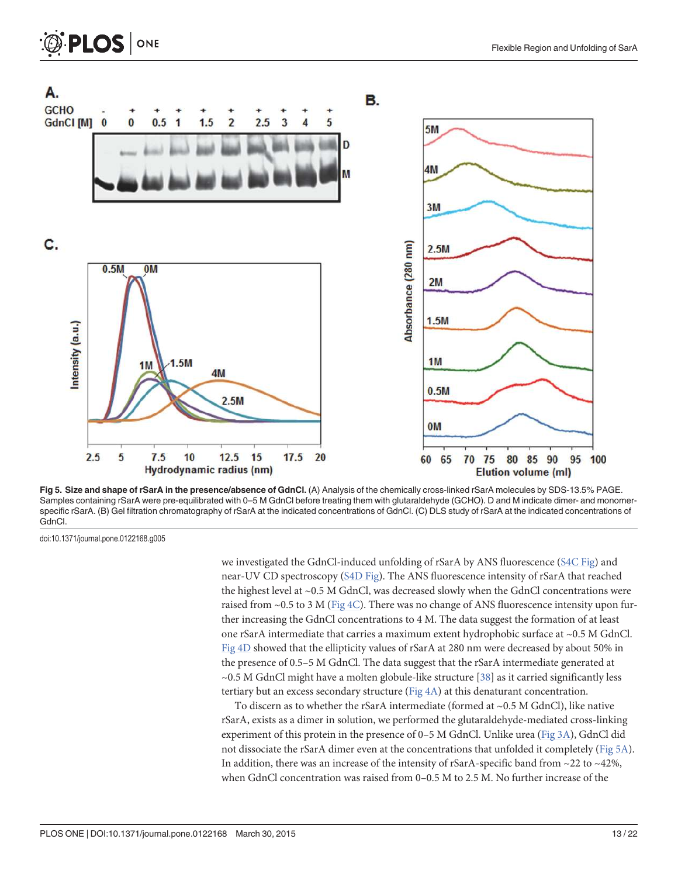**Fig 5. Size and shape of rSarA in the presence/absence of GdnCl.** (A) Analysis of the chemically cross-linked rSarA molecules by SDS-13.5% PAGE. Samples containing rSarA were pre-equilibrated with 0–5 M GdnCl before treating them with glutaraldehyde (GCHO). D and M indicate dimer- and monomer-specific rSarA. (B) Gel filtration chromatography of rSarA at the indicated concentrations of GdnCl. (C) DLS study of rSarA at the indicated concentrations of GdnCl.

doi:10.1371/journal.pone.0122168.g005

we investigated the GdnCl-induced unfolding of rSarA by ANS fluorescence (S4C Fig) and near-UV CD spectroscopy (S4D Fig). The ANS fluorescence intensity of rSarA that reached the highest level at ~0.5 M GdnCl, was decreased slowly when the GdnCl concentrations were raised from ~0.5 to 3 M (Fig 4C). There was no change of ANS fluorescence intensity upon further increasing the GdnCl concentrations to 4 M. The data suggest the formation of at least one rSarA intermediate that carries a maximum extent hydrophobic surface at ~0.5 M GdnCl. Fig 4D showed that the ellipticity values of rSarA at 280 nm were decreased by about 50% in the presence of 0.5–5 M GdnCl. The data suggest that the rSarA intermediate generated at ~0.5 M GdnCl might have a molten globule-like structure [38] as it carried significantly less tertiary but an excess secondary structure (Fig 4A) at this denaturant concentration.

To discern as to whether the rSarA intermediate (formed at ~0.5 M GdnCl), like native rSarA, exists as a dimer in solution, we performed the glutaraldehyde-mediated cross-linking experiment of this protein in the presence of 0–5 M GdnCl. Unlike urea (Fig 3A), GdnCl did not dissociate the rSarA dimer even at the concentrations that unfolded it completely (Fig 5A). In addition, there was an increase of the intensity of rSarA-specific band from ~22 to ~42%, when GdnCl concentration was raised from 0–0.5 M to 2.5 M. No further increase of the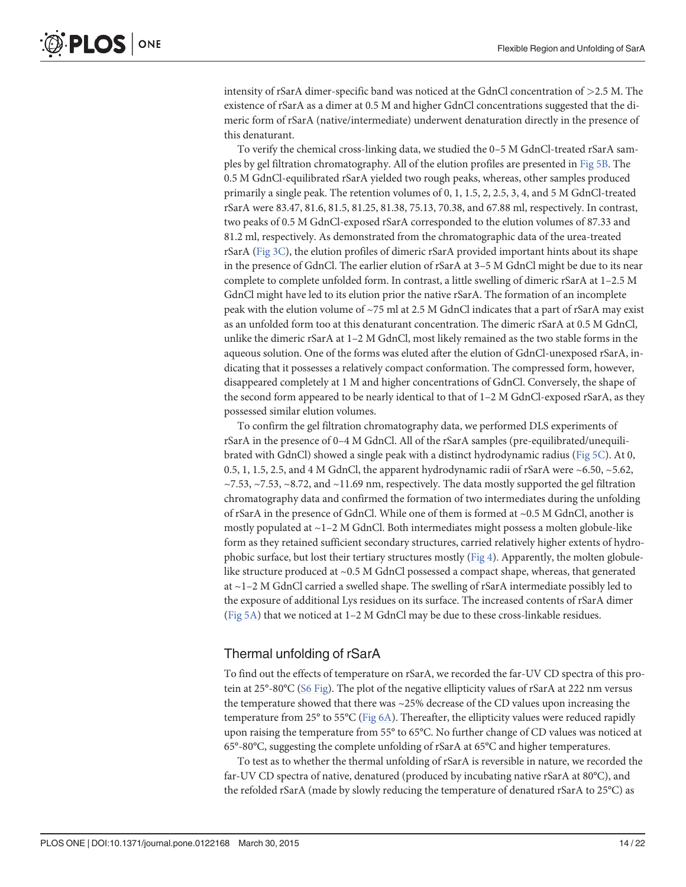intensity of rSarA dimer-specific band was noticed at the GdnCl concentration of >2.5 M. The existence of rSarA as a dimer at 0.5 M and higher GdnCl concentrations suggested that the dimeric form of rSarA (native/intermediate) underwent denaturation directly in the presence of this denaturant.

To verify the chemical cross-linking data, we studied the 0–5 M GdnCl-treated rSarA samples by gel filtration chromatography. All of the elution profiles are presented in Fig 5B. The 0.5 M GdnCl-equilibrated rSarA yielded two rough peaks, whereas, other samples produced primarily a single peak. The retention volumes of 0, 1, 1.5, 2, 2.5, 3, 4, and 5 M GdnCl-treated rSarA were 83.47, 81.6, 81.5, 81.25, 81.38, 75.13, 70.38, and 67.88 ml, respectively. In contrast, two peaks of 0.5 M GdnCl-exposed rSarA corresponded to the elution volumes of 87.33 and 81.2 ml, respectively. As demonstrated from the chromatographic data of the urea-treated rSarA (Fig 3C), the elution profiles of dimeric rSarA provided important hints about its shape in the presence of GdnCl. The earlier elution of rSarA at 3–5 M GdnCl might be due to its near complete to complete unfolded form. In contrast, a little swelling of dimeric rSarA at 1–2.5 M GdnCl might have led to its elution prior the native rSarA. The formation of an incomplete peak with the elution volume of ~75 ml at 2.5 M GdnCl indicates that a part of rSarA may exist as an unfolded form too at this denaturant concentration. The dimeric rSarA at 0.5 M GdnCl, unlike the dimeric rSarA at 1–2 M GdnCl, most likely remained as the two stable forms in the aqueous solution. One of the forms was eluted after the elution of GdnCl-unexposed rSarA, indicating that it possesses a relatively compact conformation. The compressed form, however, disappeared completely at 1 M and higher concentrations of GdnCl. Conversely, the shape of the second form appeared to be nearly identical to that of 1–2 M GdnCl-exposed rSarA, as they possessed similar elution volumes.

To confirm the gel filtration chromatography data, we performed DLS experiments of rSarA in the presence of 0–4 M GdnCl. All of the rSarA samples (pre-equilibrated/unequilibrated with GdnCl) showed a single peak with a distinct hydrodynamic radius (Fig 5C). At 0, 0.5, 1, 1.5, 2.5, and 4 M GdnCl, the apparent hydrodynamic radii of rSarA were ~6.50, ~5.62, ~7.53, ~7.53, ~8.72, and ~11.69 nm, respectively. The data mostly supported the gel filtration chromatography data and confirmed the formation of two intermediates during the unfolding of rSarA in the presence of GdnCl. While one of them is formed at ~0.5 M GdnCl, another is mostly populated at ~1–2 M GdnCl. Both intermediates might possess a molten globule-like form as they retained sufficient secondary structures, carried relatively higher extents of hydrophobic surface, but lost their tertiary structures mostly (Fig 4). Apparently, the molten globule-like structure produced at ~0.5 M GdnCl possessed a compact shape, whereas, that generated at ~1–2 M GdnCl carried a swelled shape. The swelling of rSarA intermediate possibly led to the exposure of additional Lys residues on its surface. The increased contents of rSarA dimer (Fig 5A) that we noticed at 1–2 M GdnCl may be due to these cross-linkable residues.

## Thermal unfolding of rSarA

To find out the effects of temperature on rSarA, we recorded the far-UV CD spectra of this protein at 25°-80°C (S6 Fig). The plot of the negative ellipticity values of rSarA at 222 nm versus the temperature showed that there was ~25% decrease of the CD values upon increasing the temperature from 25° to 55°C (Fig 6A). Thereafter, the ellipticity values were reduced rapidly upon raising the temperature from 55° to 65°C. No further change of CD values was noticed at 65°-80°C, suggesting the complete unfolding of rSarA at 65°C and higher temperatures.

To test as to whether the thermal unfolding of rSarA is reversible in nature, we recorded the far-UV CD spectra of native, denatured (produced by incubating native rSarA at 80°C), and the refolded rSarA (made by slowly reducing the temperature of denatured rSarA to 25°C) as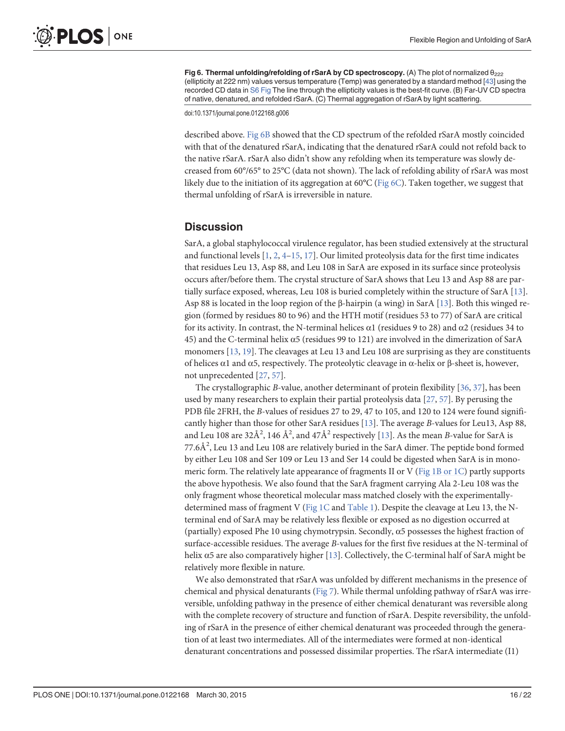**Fig 6. Thermal unfolding/refolding of rSarA by CD spectroscopy.** (A) The plot of normalized $\theta_{222}$ (ellipticity at 222 nm) values versus temperature (Temp) was generated by a standard method [43] using the recorded CD data in S6 Fig The line through the ellipticity values is the best-fit curve. (B) Far-UV CD spectra of native, denatured, and refolded rSarA. (C) Thermal aggregation of rSarA by light scattering.

doi:10.1371/journal.pone.0122168.g006

described above. Fig 6B showed that the CD spectrum of the refolded rSarA mostly coincided with that of the denatured rSarA, indicating that the denatured rSarA could not refold back to the native rSarA. rSarA also didn't show any refolding when its temperature was slowly decreased from 60°/65° to 25°C (data not shown). The lack of refolding ability of rSarA was most likely due to the initiation of its aggregation at 60°C (Fig 6C). Taken together, we suggest that thermal unfolding of rSarA is irreversible in nature.

## Discussion

SarA, a global staphylococcal virulence regulator, has been studied extensively at the structural and functional levels [1, 2, 4–15, 17]. Our limited proteolysis data for the first time indicates that residues Leu 13, Asp 88, and Leu 108 in SarA are exposed in its surface since proteolysis occurs after/before them. The crystal structure of SarA shows that Leu 13 and Asp 88 are partially surface exposed, whereas, Leu 108 is buried completely within the structure of SarA [13]. Asp 88 is located in the loop region of the β-hairpin (a wing) in SarA [13]. Both this winged region (formed by residues 80 to 96) and the HTH motif (residues 53 to 77) of SarA are critical for its activity. In contrast, the N-terminal helices α1 (residues 9 to 28) and α2 (residues 34 to 45) and the C-terminal helix α5 (residues 99 to 121) are involved in the dimerization of SarA monomers [13, 19]. The cleavages at Leu 13 and Leu 108 are surprising as they are constituents of helices α1 and α5, respectively. The proteolytic cleavage in α-helix or β-sheet is, however, not unprecedented [27, 57].

The crystallographic *B*-value, another determinant of protein flexibility [36, 37], has been used by many researchers to explain their partial proteolysis data [27, 57]. By perusing the PDB file 2FRH, the *B*-values of residues 27 to 29, 47 to 105, and 120 to 124 were found significantly higher than those for other SarA residues [13]. The average *B*-values for Leu13, Asp 88, and Leu 108 are 32Å$^2$, 146 Å$^2$, and 47Å$^2$ respectively [13]. As the mean *B*-value for SarA is 77.6Å$^2$, Leu 13 and Leu 108 are relatively buried in the SarA dimer. The peptide bond formed by either Leu 108 and Ser 109 or Leu 13 and Ser 14 could be digested when SarA is in monomeric form. The relatively late appearance of fragments II or V (Fig 1B or 1C) partly supports the above hypothesis. We also found that the SarA fragment carrying Ala 2-Leu 108 was the only fragment whose theoretical molecular mass matched closely with the experimentally-determined mass of fragment V (Fig 1C and Table 1). Despite the cleavage at Leu 13, the N-terminal end of SarA may be relatively less flexible or exposed as no digestion occurred at (partially) exposed Phe 10 using chymotrypsin. Secondly, α5 possesses the highest fraction of surface-accessible residues. The average *B*-values for the first five residues at the N-terminal of helix α5 are also comparatively higher [13]. Collectively, the C-terminal half of SarA might be relatively more flexible in nature.

We also demonstrated that rSarA was unfolded by different mechanisms in the presence of chemical and physical denaturants (Fig 7). While thermal unfolding pathway of rSarA was irreversible, unfolding pathway in the presence of either chemical denaturant was reversible along with the complete recovery of structure and function of rSarA. Despite reversibility, the unfolding of rSarA in the presence of either chemical denaturant was proceeded through the generation of at least two intermediates. All of the intermediates were formed at non-identical denaturant concentrations and possessed dissimilar properties. The rSarA intermediate (I1)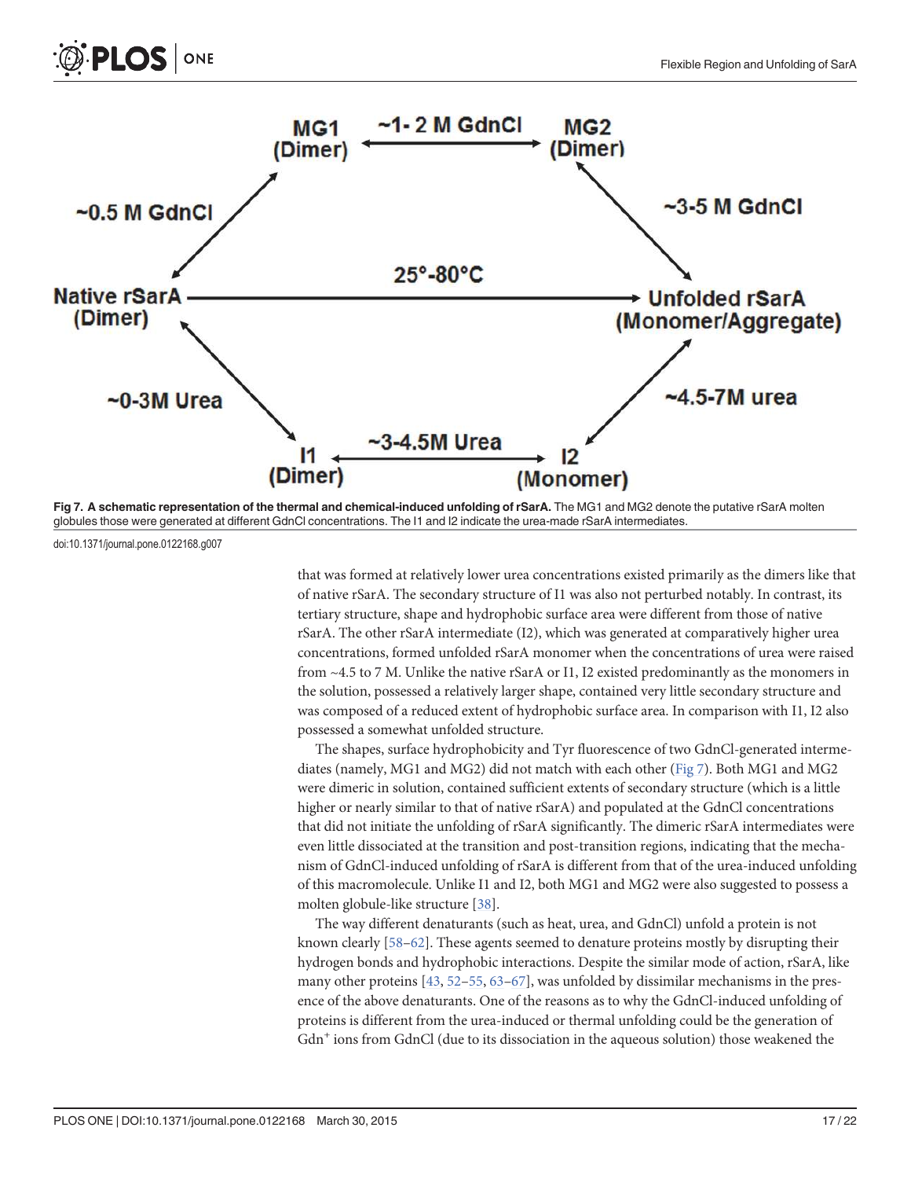Fig 7. A schematic representation of the thermal and chemical-induced unfolding of rSarA. The MG1 and MG2 denote the putative rSarA molten globules those were generated at different GdnCl concentrations. The I1 and I2 indicate the urea-made rSarA intermediates.

doi:10.1371/journal.pone.0122168.g007

that was formed at relatively lower urea concentrations existed primarily as the dimers like that of native rSarA. The secondary structure of I1 was also not perturbed notably. In contrast, its tertiary structure, shape and hydrophobic surface area were different from those of native rSarA. The other rSarA intermediate (I2), which was generated at comparatively higher urea concentrations, formed unfolded rSarA monomer when the concentrations of urea were raised from ~4.5 to 7 M. Unlike the native rSarA or I1, I2 existed predominantly as the monomers in the solution, possessed a relatively larger shape, contained very little secondary structure and was composed of a reduced extent of hydrophobic surface area. In comparison with I1, I2 also possessed a somewhat unfolded structure.

The shapes, surface hydrophobicity and Tyr fluorescence of two GdnCl-generated intermediates (namely, MG1 and MG2) did not match with each other (Fig 7). Both MG1 and MG2 were dimeric in solution, contained sufficient extents of secondary structure (which is a little higher or nearly similar to that of native rSarA) and populated at the GdnCl concentrations that did not initiate the unfolding of rSarA significantly. The dimeric rSarA intermediates were even little dissociated at the transition and post-transition regions, indicating that the mechanism of GdnCl-induced unfolding of rSarA is different from that of the urea-induced unfolding of this macromolecule. Unlike I1 and I2, both MG1 and MG2 were also suggested to possess a molten globule-like structure [38].

The way different denaturants (such as heat, urea, and GdnCl) unfold a protein is not known clearly [58–62]. These agents seemed to denature proteins mostly by disrupting their hydrogen bonds and hydrophobic interactions. Despite the similar mode of action, rSarA, like many other proteins [43, 52–55, 63–67], was unfolded by dissimilar mechanisms in the presence of the above denaturants. One of the reasons as to why the GdnCl-induced unfolding of proteins is different from the urea-induced or thermal unfolding could be the generation of $Gdn^+$ ions from GdnCl (due to its dissociation in the aqueous solution) those weakened the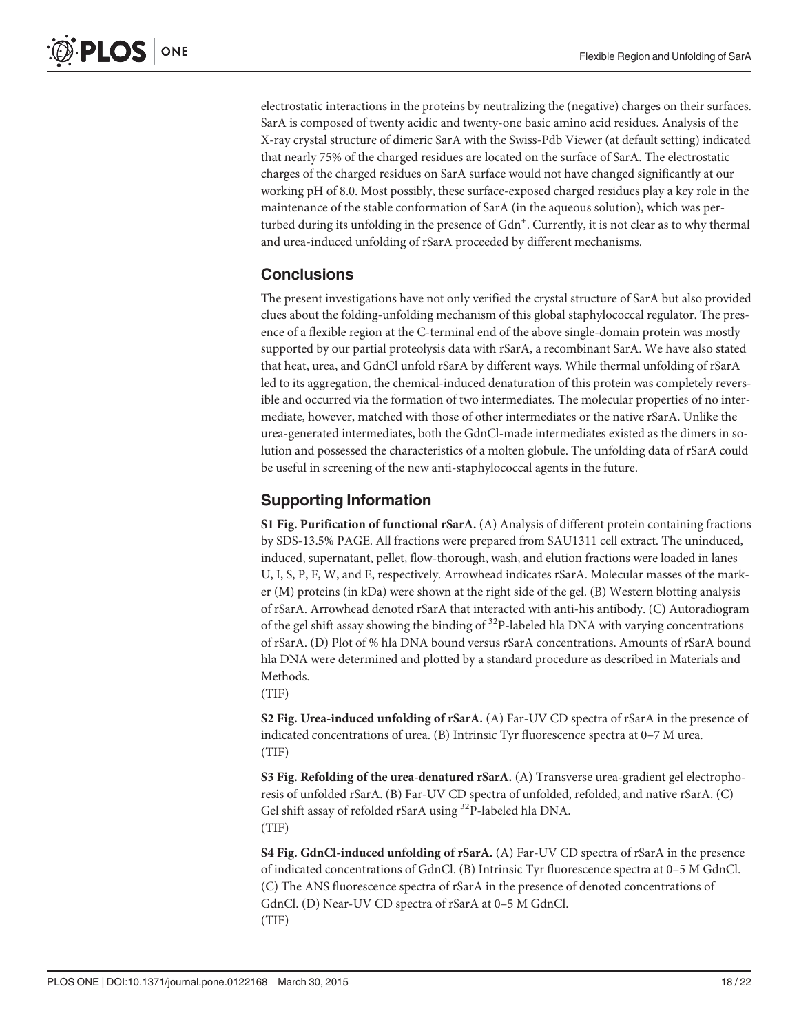electrostatic interactions in the proteins by neutralizing the (negative) charges on their surfaces. SarA is composed of twenty acidic and twenty-one basic amino acid residues. Analysis of the X-ray crystal structure of dimeric SarA with the Swiss-Pdb Viewer (at default setting) indicated that nearly 75% of the charged residues are located on the surface of SarA. The electrostatic charges of the charged residues on SarA surface would not have changed significantly at our working pH of 8.0. Most possibly, these surface-exposed charged residues play a key role in the maintenance of the stable conformation of SarA (in the aqueous solution), which was perturbed during its unfolding in the presence of $Gdn^+$. Currently, it is not clear as to why thermal and urea-induced unfolding of rSarA proceeded by different mechanisms.

## Conclusions

The present investigations have not only verified the crystal structure of SarA but also provided clues about the folding-unfolding mechanism of this global staphylococcal regulator. The presence of a flexible region at the C-terminal end of the above single-domain protein was mostly supported by our partial proteolysis data with rSarA, a recombinant SarA. We have also stated that heat, urea, and GdnCl unfold rSarA by different ways. While thermal unfolding of rSarA led to its aggregation, the chemical-induced denaturation of this protein was completely reversible and occurred via the formation of two intermediates. The molecular properties of no intermediate, however, matched with those of other intermediates or the native rSarA. Unlike the urea-generated intermediates, both the GdnCl-made intermediates existed as the dimers in solution and possessed the characteristics of a molten globule. The unfolding data of rSarA could be useful in screening of the new anti-staphylococcal agents in the future.

## Supporting Information

**S1 Fig. Purification of functional rSarA.** (A) Analysis of different protein containing fractions by SDS-13.5% PAGE. All fractions were prepared from SAU1311 cell extract. The uninduced, induced, supernatant, pellet, flow-thorough, wash, and elution fractions were loaded in lanes U, I, S, P, F, W, and E, respectively. Arrowhead indicates rSarA. Molecular masses of the marker (M) proteins (in kDa) were shown at the right side of the gel. (B) Western blotting analysis of rSarA. Arrowhead denoted rSarA that interacted with anti-his antibody. (C) Autoradiogram of the gel shift assay showing the binding of $^{32}P$-labeled hla DNA with varying concentrations of rSarA. (D) Plot of % hla DNA bound versus rSarA concentrations. Amounts of rSarA bound hla DNA were determined and plotted by a standard procedure as described in Materials and Methods.
(TIF)

**S2 Fig. Urea-induced unfolding of rSarA.** (A) Far-UV CD spectra of rSarA in the presence of indicated concentrations of urea. (B) Intrinsic Tyr fluorescence spectra at 0–7 M urea.
(TIF)

**S3 Fig. Refolding of the urea-denatured rSarA.** (A) Transverse urea-gradient gel electrophoresis of unfolded rSarA. (B) Far-UV CD spectra of unfolded, refolded, and native rSarA. (C) Gel shift assay of refolded rSarA using $^{32}P$-labeled hla DNA.
(TIF)

**S4 Fig. GdnCl-induced unfolding of rSarA.** (A) Far-UV CD spectra of rSarA in the presence of indicated concentrations of GdnCl. (B) Intrinsic Tyr fluorescence spectra at 0–5 M GdnCl. (C) The ANS fluorescence spectra of rSarA in the presence of denoted concentrations of GdnCl. (D) Near-UV CD spectra of rSarA at 0–5 M GdnCl.
(TIF)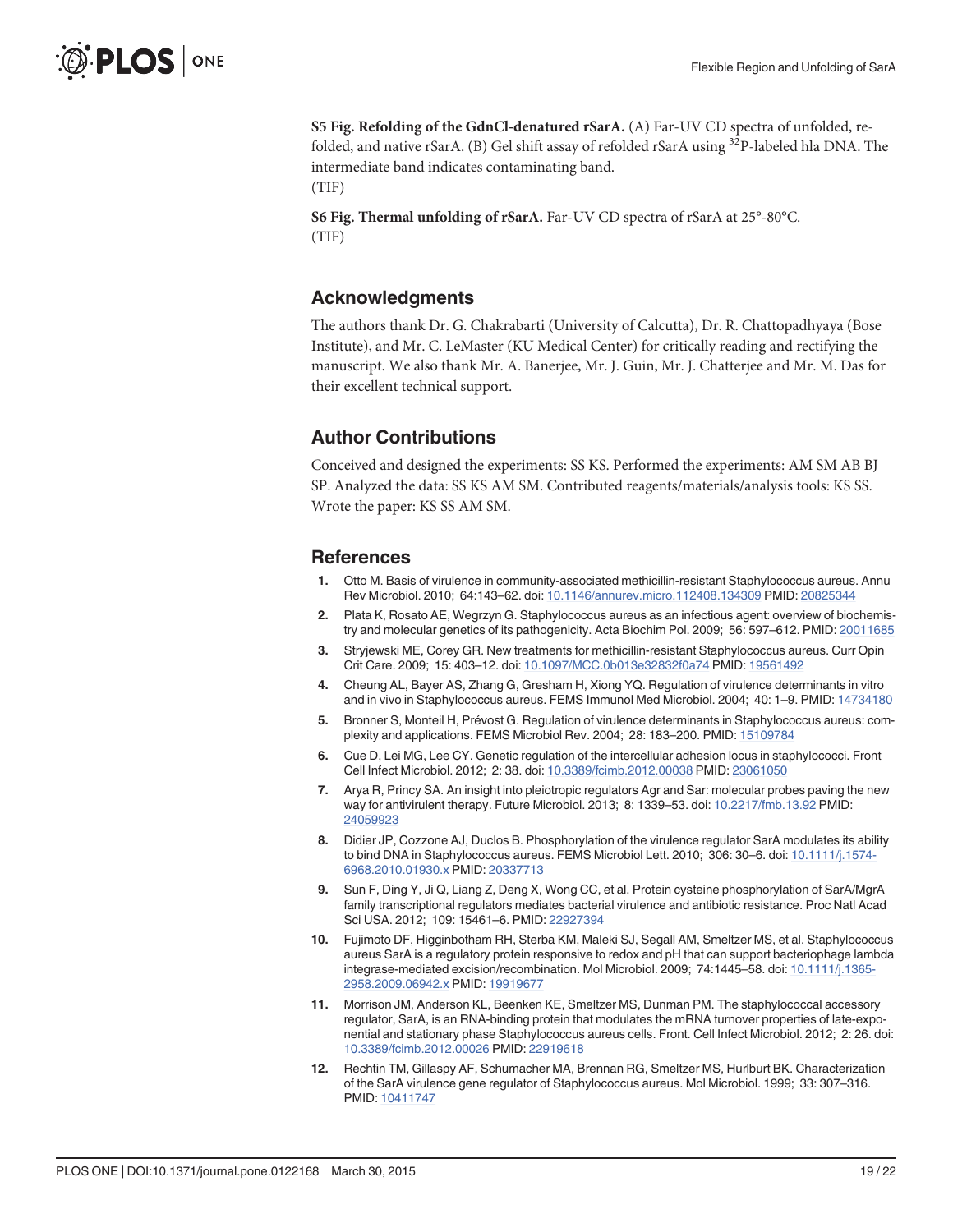**S5 Fig. Refolding of the GdnCl-denatured rSarA.** (A) Far-UV CD spectra of unfolded, refolded, and native rSarA. (B) Gel shift assay of refolded rSarA using $^{32}$P-labeled hla DNA. The intermediate band indicates contaminating band.
(TIF)

**S6 Fig. Thermal unfolding of rSarA.** Far-UV CD spectra of rSarA at 25°-80°C.
(TIF)

## Acknowledgments

The authors thank Dr. G. Chakrabarti (University of Calcutta), Dr. R. Chattopadhyaya (Bose Institute), and Mr. C. LeMaster (KU Medical Center) for critically reading and rectifying the manuscript. We also thank Mr. A. Banerjee, Mr. J. Guin, Mr. J. Chatterjee and Mr. M. Das for their excellent technical support.

## Author Contributions

Conceived and designed the experiments: SS KS. Performed the experiments: AM SM AB BJ SP. Analyzed the data: SS KS AM SM. Contributed reagents/materials/analysis tools: KS SS. Wrote the paper: KS SS AM SM.

## References

1. Otto M. Basis of virulence in community-associated methicillin-resistant Staphylococcus aureus. Annu Rev Microbiol. 2010; 64:143–62. doi: 10.1146/annurev.micro.112408.134309 PMID: 20825344
2. Plata K, Rosato AE, Wegrzyn G. Staphylococcus aureus as an infectious agent: overview of biochemistry and molecular genetics of its pathogenicity. Acta Biochim Pol. 2009; 56: 597–612. PMID: 20011685
3. Stryjewski ME, Corey GR. New treatments for methicillin-resistant Staphylococcus aureus. Curr Opin Crit Care. 2009; 15: 403–12. doi: 10.1097/MCC.0b013e32832f0a74 PMID: 19561492
4. Cheung AL, Bayer AS, Zhang G, Gresham H, Xiong YQ. Regulation of virulence determinants in vitro and in vivo in Staphylococcus aureus. FEMS Immunol Med Microbiol. 2004; 40: 1–9. PMID: 14734180
5. Bronner S, Monteil H, Prévost G. Regulation of virulence determinants in Staphylococcus aureus: complexity and applications. FEMS Microbiol Rev. 2004; 28: 183–200. PMID: 15109784
6. Cue D, Lei MG, Lee CY. Genetic regulation of the intercellular adhesion locus in staphylococci. Front Cell Infect Microbiol. 2012; 2: 38. doi: 10.3389/fcimb.2012.00038 PMID: 23061050
7. Arya R, Princy SA. An insight into pleiotropic regulators Agr and Sar: molecular probes paving the new way for antivirulent therapy. Future Microbiol. 2013; 8: 1339–53. doi: 10.2217/fmb.13.92 PMID: 24059923
8. Didier JP, Cozzone AJ, Duclos B. Phosphorylation of the virulence regulator SarA modulates its ability to bind DNA in Staphylococcus aureus. FEMS Microbiol Lett. 2010; 306: 30–6. doi: 10.1111/j.1574-6968.2010.01930.x PMID: 20337713
9. Sun F, Ding Y, Ji Q, Liang Z, Deng X, Wong CC, et al. Protein cysteine phosphorylation of SarA/MgrA family transcriptional regulators mediates bacterial virulence and antibiotic resistance. Proc Natl Acad Sci USA. 2012; 109: 15461–6. PMID: 22927394
10. Fujimoto DF, Higginbotham RH, Sterba KM, Maleki SJ, Segall AM, Smeltzer MS, et al. Staphylococcus aureus SarA is a regulatory protein responsive to redox and pH that can support bacteriophage lambda integrase-mediated excision/recombination. Mol Microbiol. 2009; 74:1445–58. doi: 10.1111/j.1365-2958.2009.06942.x PMID: 19919677
11. Morrison JM, Anderson KL, Beenken KE, Smeltzer MS, Dunman PM. The staphylococcal accessory regulator, SarA, is an RNA-binding protein that modulates the mRNA turnover properties of late-exponential and stationary phase Staphylococcus aureus cells. Front. Cell Infect Microbiol. 2012; 2: 26. doi: 10.3389/fcimb.2012.00026 PMID: 22919618
12. Rechtin TM, Gillaspy AF, Schumacher MA, Brennan RG, Smeltzer MS, Hurlburt BK. Characterization of the SarA virulence gene regulator of Staphylococcus aureus. Mol Microbiol. 1999; 33: 307–316. PMID: 10411747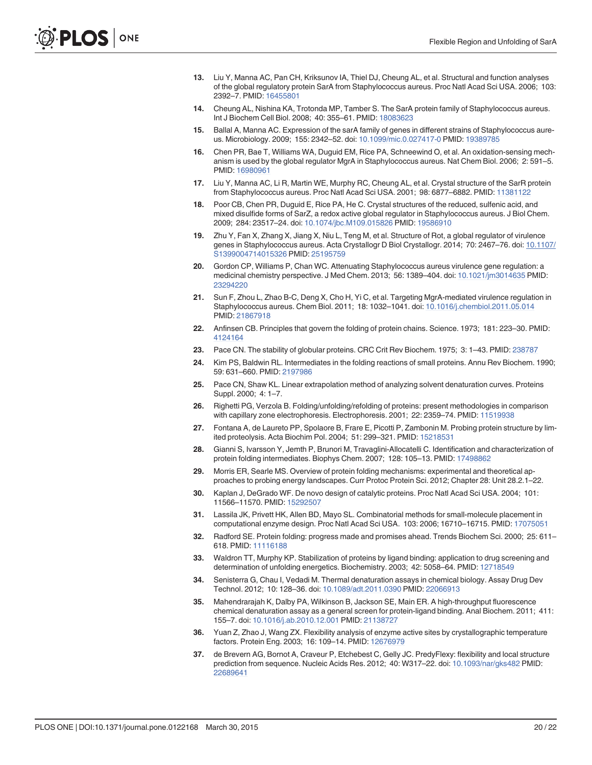13. Liu Y, Manna AC, Pan CH, Kriksunov IA, Thiel DJ, Cheung AL, et al. Structural and function analyses of the global regulatory protein SarA from Staphylococcus aureus. Proc Natl Acad Sci USA. 2006; 103: 2392–7. PMID: 16455801

14. Cheung AL, Nishina KA, Trotonda MP, Tamber S. The SarA protein family of Staphylococcus aureus. Int J Biochem Cell Biol. 2008; 40: 355–61. PMID: 18083623

15. Ballal A, Manna AC. Expression of the sarA family of genes in different strains of Staphylococcus aureus. Microbiology. 2009; 155: 2342–52. doi: 10.1099/mic.0.027417-0 PMID: 19389785

16. Chen PR, Bae T, Williams WA, Duguid EM, Rice PA, Schneewind O, et al. An oxidation-sensing mechanism is used by the global regulator MgrA in Staphylococcus aureus. Nat Chem Biol. 2006; 2: 591–5. PMID: 16980961

17. Liu Y, Manna AC, Li R, Martin WE, Murphy RC, Cheung AL, et al. Crystal structure of the SarR protein from Staphylococcus aureus. Proc Natl Acad Sci USA. 2001; 98: 6877–6882. PMID: 11381122

18. Poor CB, Chen PR, Duguid E, Rice PA, He C. Crystal structures of the reduced, sulfenic acid, and mixed disulfide forms of SarZ, a redox active global regulator in Staphylococcus aureus. J Biol Chem. 2009; 284: 23517–24. doi: 10.1074/jbc.M109.015826 PMID: 19586910

19. Zhu Y, Fan X, Zhang X, Jiang X, Niu L, Teng M, et al. Structure of Rot, a global regulator of virulence genes in Staphylococcus aureus. Acta Crystallogr D Biol Crystallogr. 2014; 70: 2467–76. doi: 10.1107/S1399004714015326 PMID: 25195759

20. Gordon CP, Williams P, Chan WC. Attenuating Staphylococcus aureus virulence gene regulation: a medicinal chemistry perspective. J Med Chem. 2013; 56: 1389–404. doi: 10.1021/jm3014635 PMID: 23294220

21. Sun F, Zhou L, Zhao B-C, Deng X, Cho H, Yi C, et al. Targeting MgrA-mediated virulence regulation in Staphylococcus aureus. Chem Biol. 2011; 18: 1032–1041. doi: 10.1016/j.chembiol.2011.05.014 PMID: 21867918

22. Anfinsen CB. Principles that govern the folding of protein chains. Science. 1973; 181: 223–30. PMID: 4124164

23. Pace CN. The stability of globular proteins. CRC Crit Rev Biochem. 1975; 3: 1–43. PMID: 238787

24. Kim PS, Baldwin RL. Intermediates in the folding reactions of small proteins. Annu Rev Biochem. 1990; 59: 631–660. PMID: 2197986

25. Pace CN, Shaw KL. Linear extrapolation method of analyzing solvent denaturation curves. Proteins Suppl. 2000; 4: 1–7.

26. Righetti PG, Verzola B. Folding/unfolding/refolding of proteins: present methodologies in comparison with capillary zone electrophoresis. Electrophoresis. 2001; 22: 2359–74. PMID: 11519938

27. Fontana A, de Laureto PP, Spolaore B, Frare E, Picotti P, Zambonin M. Probing protein structure by limited proteolysis. Acta Biochim Pol. 2004; 51: 299–321. PMID: 15218531

28. Gianni S, Ivarsson Y, Jemth P, Brunori M, Travaglini-Allocatelli C. Identification and characterization of protein folding intermediates. Biophys Chem. 2007; 128: 105–13. PMID: 17498862

29. Morris ER, Searle MS. Overview of protein folding mechanisms: experimental and theoretical approaches to probing energy landscapes. Curr Protoc Protein Sci. 2012; Chapter 28: Unit 28.2.1–22.

30. Kaplan J, DeGrado WF. De novo design of catalytic proteins. Proc Natl Acad Sci USA. 2004; 101: 11566–11570. PMID: 15292507

31. Lassila JK, Privett HK, Allen BD, Mayo SL. Combinatorial methods for small-molecule placement in computational enzyme design. Proc Natl Acad Sci USA. 103: 2006; 16710–16715. PMID: 17075051

32. Radford SE. Protein folding: progress made and promises ahead. Trends Biochem Sci. 2000; 25: 611–618. PMID: 11116188

33. Waldron TT, Murphy KP. Stabilization of proteins by ligand binding: application to drug screening and determination of unfolding energetics. Biochemistry. 2003; 42: 5058–64. PMID: 12718549

34. Senisterra G, Chau I, Vedadi M. Thermal denaturation assays in chemical biology. Assay Drug Dev Technol. 2012; 10: 128–36. doi: 10.1089/adt.2011.0390 PMID: 22066913

35. Mahendrarajah K, Dalby PA, Wilkinson B, Jackson SE, Main ER. A high-throughput fluorescence chemical denaturation assay as a general screen for protein-ligand binding. Anal Biochem. 2011; 411: 155–7. doi: 10.1016/j.ab.2010.12.001 PMID: 21138727

36. Yuan Z, Zhao J, Wang ZX. Flexibility analysis of enzyme active sites by crystallographic temperature factors. Protein Eng. 2003; 16: 109–14. PMID: 12676979

37. de Brevern AG, Bornot A, Craveur P, Etchebest C, Gelly JC. PredyFlexy: flexibility and local structure prediction from sequence. Nucleic Acids Res. 2012; 40: W317–22. doi: 10.1093/nar/gks482 PMID: 22689641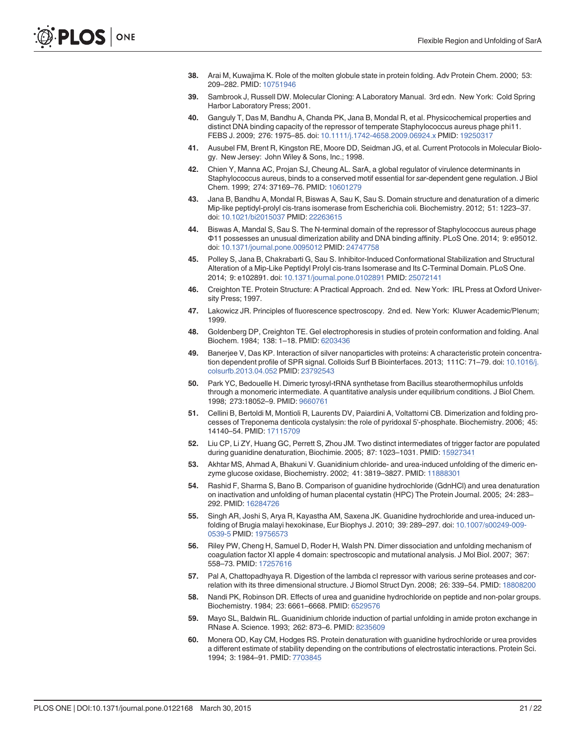38. Arai M, Kuwajima K. Role of the molten globule state in protein folding. Adv Protein Chem. 2000; 53: 209–282. PMID: 10751946

39. Sambrook J, Russell DW. Molecular Cloning: A Laboratory Manual. 3rd edn. New York: Cold Spring Harbor Laboratory Press; 2001.

40. Ganguly T, Das M, Bandhu A, Chanda PK, Jana B, Mondal R, et al. Physicochemical properties and distinct DNA binding capacity of the repressor of temperate Staphylococcus aureus phage phi11. FEBS J. 2009; 276: 1975–85. doi: 10.1111/j.1742-4658.2009.06924.x PMID: 19250317

41. Ausubel FM, Brent R, Kingston RE, Moore DD, Seidman JG, et al. Current Protocols in Molecular Biology. New Jersey: John Wiley & Sons, Inc.; 1998.

42. Chien Y, Manna AC, Projan SJ, Cheung AL. SarA, a global regulator of virulence determinants in Staphylococcus aureus, binds to a conserved motif essential for *sar*-dependent gene regulation. J Biol Chem. 1999; 274: 37169–76. PMID: 10601279

43. Jana B, Bandhu A, Mondal R, Biswas A, Sau K, Sau S. Domain structure and denaturation of a dimeric Mip-like peptidyl-prolyl cis-trans isomerase from Escherichia coli. Biochemistry. 2012; 51: 1223–37. doi: 10.1021/bi2015037 PMID: 22263615

44. Biswas A, Mandal S, Sau S. The N-terminal domain of the repressor of Staphylococcus aureus phage Φ11 possesses an unusual dimerization ability and DNA binding affinity. PLoS One. 2014; 9: e95012. doi: 10.1371/journal.pone.0095012 PMID: 24747758

45. Polley S, Jana B, Chakrabarti G, Sau S. Inhibitor-Induced Conformational Stabilization and Structural Alteration of a Mip-Like Peptidyl Prolyl cis-trans Isomerase and Its C-Terminal Domain. PLoS One. 2014; 9: e102891. doi: 10.1371/journal.pone.0102891 PMID: 25072141

46. Creighton TE. Protein Structure: A Practical Approach. 2nd ed. New York: IRL Press at Oxford University Press; 1997.

47. Lakowicz JR. Principles of fluorescence spectroscopy. 2nd ed. New York: Kluwer Academic/Plenum; 1999.

48. Goldenberg DP, Creighton TE. Gel electrophoresis in studies of protein conformation and folding. Anal Biochem. 1984; 138: 1–18. PMID: 6203436

49. Banerjee V, Das KP. Interaction of silver nanoparticles with proteins: A characteristic protein concentration dependent profile of SPR signal. Colloids Surf B Biointerfaces. 2013; 111C: 71–79. doi: 10.1016/j.colsurfb.2013.04.052 PMID: 23792543

50. Park YC, Bedouelle H. Dimeric tyrosyl-tRNA synthetase from Bacillus stearothermophilus unfolds through a monomeric intermediate. A quantitative analysis under equilibrium conditions. J Biol Chem. 1998; 273:18052–9. PMID: 9660761

51. Cellini B, Bertoldi M, Montioli R, Laurents DV, Paiardini A, Voltattorni CB. Dimerization and folding processes of Treponema denticola cystalysin: the role of pyridoxal 5'-phosphate. Biochemistry. 2006; 45: 14140–54. PMID: 17115709

52. Liu CP, Li ZY, Huang GC, Perrett S, Zhou JM. Two distinct intermediates of trigger factor are populated during guanidine denaturation, Biochimie. 2005; 87: 1023–1031. PMID: 15927341

53. Akhtar MS, Ahmad A, Bhakuni V. Guanidinium chloride- and urea-induced unfolding of the dimeric enzyme glucose oxidase, Biochemistry. 2002; 41: 3819–3827. PMID: 11888301

54. Rashid F, Sharma S, Bano B. Comparison of guanidine hydrochloride (GdnHCl) and urea denaturation on inactivation and unfolding of human placental cystatin (HPC) The Protein Journal. 2005; 24: 283–292. PMID: 16284726

55. Singh AR, Joshi S, Arya R, Kayastha AM, Saxena JK. Guanidine hydrochloride and urea-induced unfolding of Brugia malayi hexokinase, Eur Biophys J. 2010; 39: 289–297. doi: 10.1007/s00249-009-0539-5 PMID: 19756573

56. Riley PW, Cheng H, Samuel D, Roder H, Walsh PN. Dimer dissociation and unfolding mechanism of coagulation factor XI apple 4 domain: spectroscopic and mutational analysis. J Mol Biol. 2007; 367: 558–73. PMID: 17257616

57. Pal A, Chattopadhyaya R. Digestion of the lambda cI repressor with various serine proteases and correlation with its three dimensional structure. J Biomol Struct Dyn. 2008; 26: 339–54. PMID: 18808200

58. Nandi PK, Robinson DR. Effects of urea and guanidine hydrochloride on peptide and non-polar groups. Biochemistry. 1984; 23: 6661–6668. PMID: 6529576

59. Mayo SL, Baldwin RL. Guanidinium chloride induction of partial unfolding in amide proton exchange in RNase A. Science. 1993; 262: 873–6. PMID: 8235609

60. Monera OD, Kay CM, Hodges RS. Protein denaturation with guanidine hydrochloride or urea provides a different estimate of stability depending on the contributions of electrostatic interactions. Protein Sci. 1994; 3: 1984–91. PMID: 7703845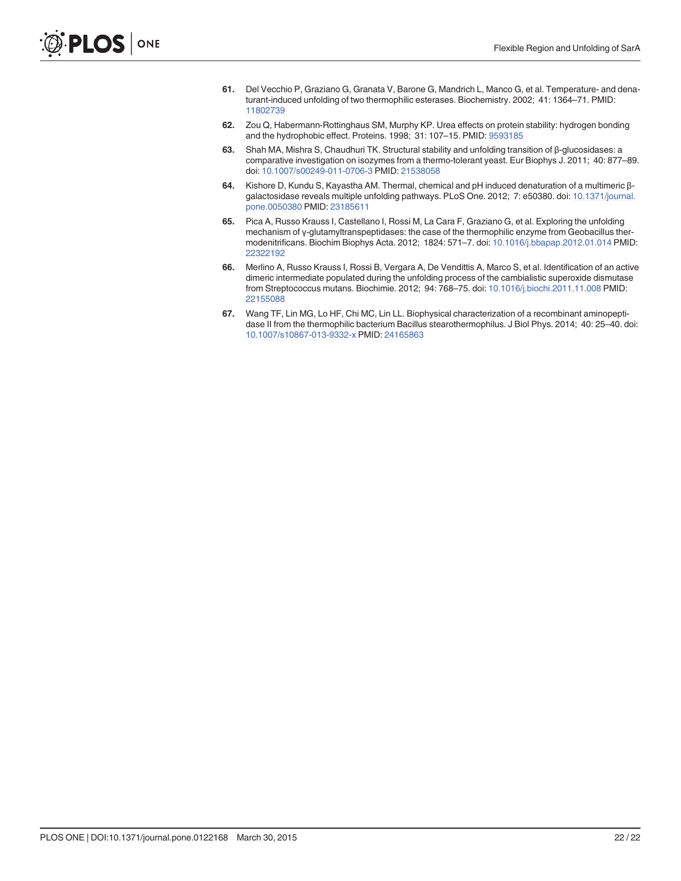61. Del Vecchio P, Graziano G, Granata V, Barone G, Mandrich L, Manco G, et al. Temperature- and denaturant-induced unfolding of two thermophilic esterases. Biochemistry. 2002; 41: 1364–71. PMID: 11802739

62. Zou Q, Habermann-Rottinghaus SM, Murphy KP. Urea effects on protein stability: hydrogen bonding and the hydrophobic effect. Proteins. 1998; 31: 107–15. PMID: 9593185

63. Shah MA, Mishra S, Chaudhuri TK. Structural stability and unfolding transition of β-glucosidases: a comparative investigation on isozymes from a thermo-tolerant yeast. Eur Biophys J. 2011; 40: 877–89. doi: 10.1007/s00249-011-0706-3 PMID: 21538058

64. Kishore D, Kundu S, Kayastha AM. Thermal, chemical and pH induced denaturation of a multimeric β-galactosidase reveals multiple unfolding pathways. PLoS One. 2012; 7: e50380. doi: 10.1371/journal.pone.0050380 PMID: 23185611

65. Pica A, Russo Krauss I, Castellano I, Rossi M, La Cara F, Graziano G, et al. Exploring the unfolding mechanism of γ-glutamyltranspeptidases: the case of the thermophilic enzyme from Geobacillus thermodenitrificans. Biochim Biophys Acta. 2012; 1824: 571–7. doi: 10.1016/j.bbapap.2012.01.014 PMID: 22322192

66. Merlino A, Russo Krauss I, Rossi B, Vergara A, De Vendittis A, Marco S, et al. Identification of an active dimeric intermediate populated during the unfolding process of the cambialistic superoxide dismutase from Streptococcus mutans. Biochimie. 2012; 94: 768–75. doi: 10.1016/j.biochi.2011.11.008 PMID: 22155088

67. Wang TF, Lin MG, Lo HF, Chi MC, Lin LL. Biophysical characterization of a recombinant aminopeptidase II from the thermophilic bacterium Bacillus stearothermophilus. J Biol Phys. 2014; 40: 25–40. doi: 10.1007/s10867-013-9332-x PMID: 24165863